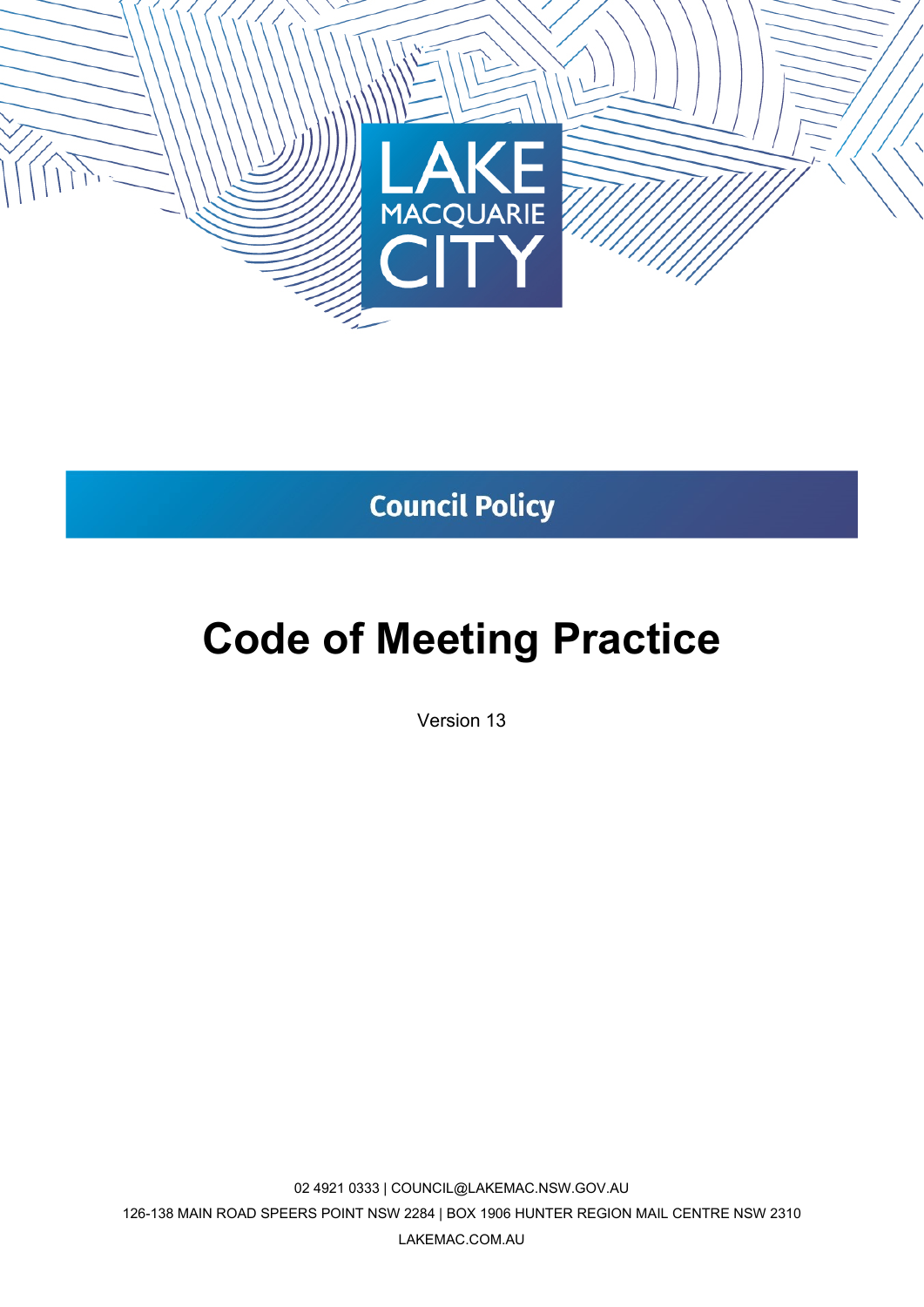LAKE MACQUARIE CITY

Council Policy

# Code of Meeting Practice

Version 13

02 4921 0333 | COUNCIL@LAKEMAC.NSW.GOV.AU

126-138 MAIN ROAD SPEERS POINT NSW 2284 | BOX 1906 HUNTER REGION MAIL CENTRE NSW 2310

LAKEMAC.COM.AU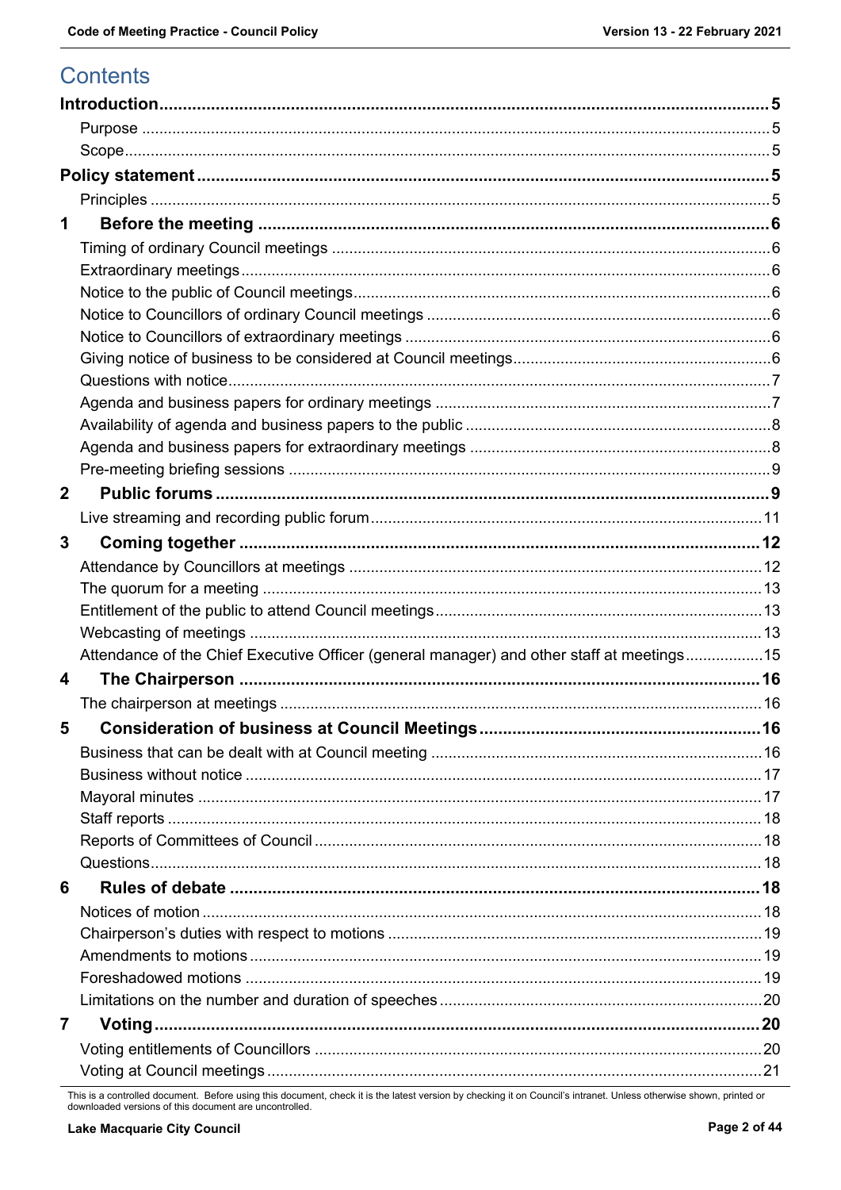# Contents

| | |
|---|---|
| **Introduction** | **5** |
| Purpose | 5 |
| Scope | 5 |
| **Policy statement** | **5** |
| Principles | 5 |
| **1 Before the meeting** | **6** |
| Timing of ordinary Council meetings | 6 |
| Extraordinary meetings | 6 |
| Notice to the public of Council meetings | 6 |
| Notice to Councillors of ordinary Council meetings | 6 |
| Notice to Councillors of extraordinary meetings | 6 |
| Giving notice of business to be considered at Council meetings | 6 |
| Questions with notice | 7 |
| Agenda and business papers for ordinary meetings | 7 |
| Availability of agenda and business papers to the public | 8 |
| Agenda and business papers for extraordinary meetings | 8 |
| Pre-meeting briefing sessions | 9 |
| **2 Public forums** | **9** |
| Live streaming and recording public forum | 11 |
| **3 Coming together** | **12** |
| Attendance by Councillors at meetings | 12 |
| The quorum for a meeting | 13 |
| Entitlement of the public to attend Council meetings | 13 |
| Webcasting of meetings | 13 |
| Attendance of the Chief Executive Officer (general manager) and other staff at meetings | 15 |
| **4 The Chairperson** | **16** |
| The chairperson at meetings | 16 |
| **5 Consideration of business at Council Meetings** | **16** |
| Business that can be dealt with at Council meeting | 16 |
| Business without notice | 17 |
| Mayoral minutes | 17 |
| Staff reports | 18 |
| Reports of Committees of Council | 18 |
| Questions | 18 |
| **6 Rules of debate** | **18** |
| Notices of motion | 18 |
| Chairperson's duties with respect to motions | 19 |
| Amendments to motions | 19 |
| Foreshadowed motions | 19 |
| Limitations on the number and duration of speeches | 20 |
| **7 Voting** | **20** |
| Voting entitlements of Councillors | 20 |
| Voting at Council meetings | 21 |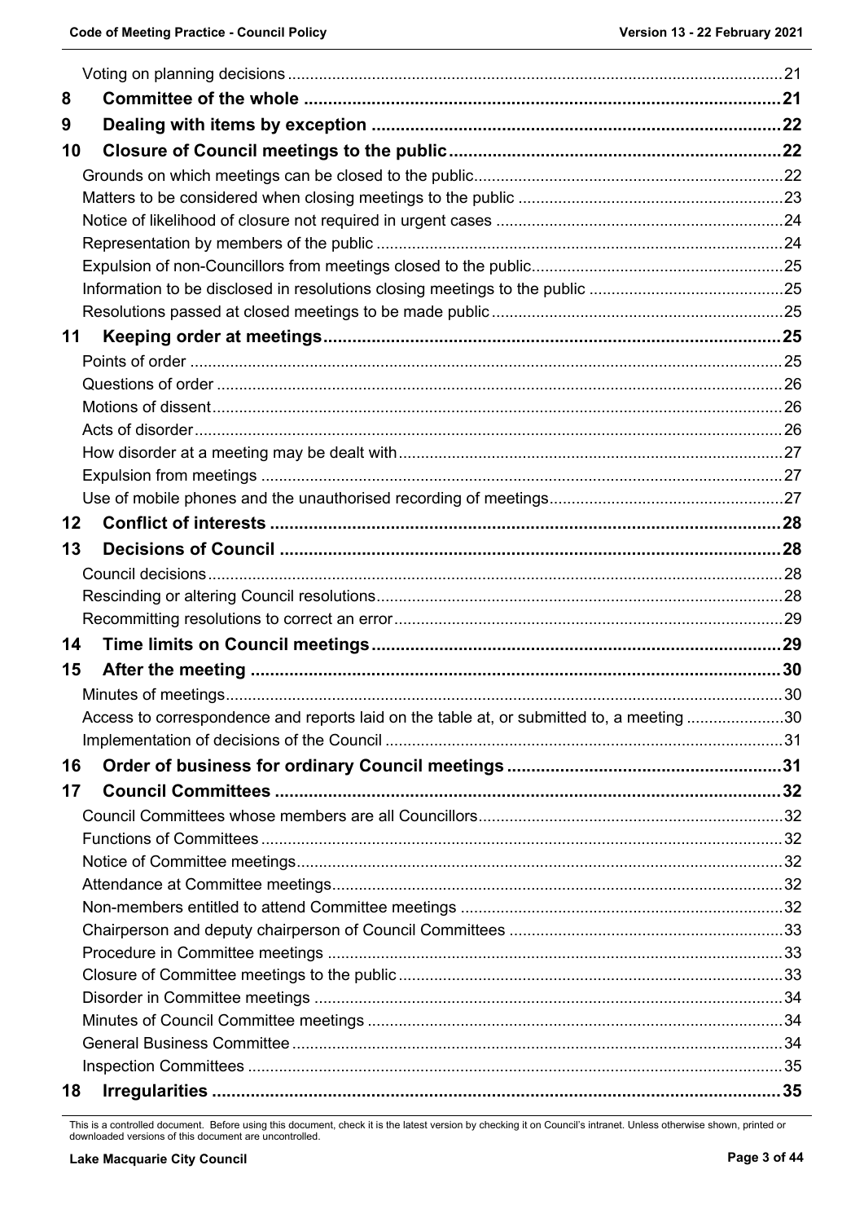Voting on planning decisions .....21

**8 Committee of the whole .....21**

**9 Dealing with items by exception .....22**

**10 Closure of Council meetings to the public .....22**

Grounds on which meetings can be closed to the public .....22

Matters to be considered when closing meetings to the public .....23

Notice of likelihood of closure not required in urgent cases .....24

Representation by members of the public .....24

Expulsion of non-Councillors from meetings closed to the public .....25

Information to be disclosed in resolutions closing meetings to the public .....25

Resolutions passed at closed meetings to be made public .....25

**11 Keeping order at meetings .....25**

Points of order .....25

Questions of order .....26

Motions of dissent .....26

Acts of disorder .....26

How disorder at a meeting may be dealt with .....27

Expulsion from meetings .....27

Use of mobile phones and the unauthorised recording of meetings .....27

**12 Conflict of interests .....28**

**13 Decisions of Council .....28**

Council decisions .....28

Rescinding or altering Council resolutions .....28

Recommitting resolutions to correct an error .....29

**14 Time limits on Council meetings .....29**

**15 After the meeting .....30**

Minutes of meetings .....30

Access to correspondence and reports laid on the table at, or submitted to, a meeting .....30

Implementation of decisions of the Council .....31

**16 Order of business for ordinary Council meetings .....31**

**17 Council Committees .....32**

Council Committees whose members are all Councillors .....32

Functions of Committees .....32

Notice of Committee meetings .....32

Attendance at Committee meetings .....32

Non-members entitled to attend Committee meetings .....32

Chairperson and deputy chairperson of Council Committees .....33

Procedure in Committee meetings .....33

Closure of Committee meetings to the public .....33

Disorder in Committee meetings .....34

Minutes of Council Committee meetings .....34

General Business Committee .....34

Inspection Committees .....35

**18 Irregularities .....35**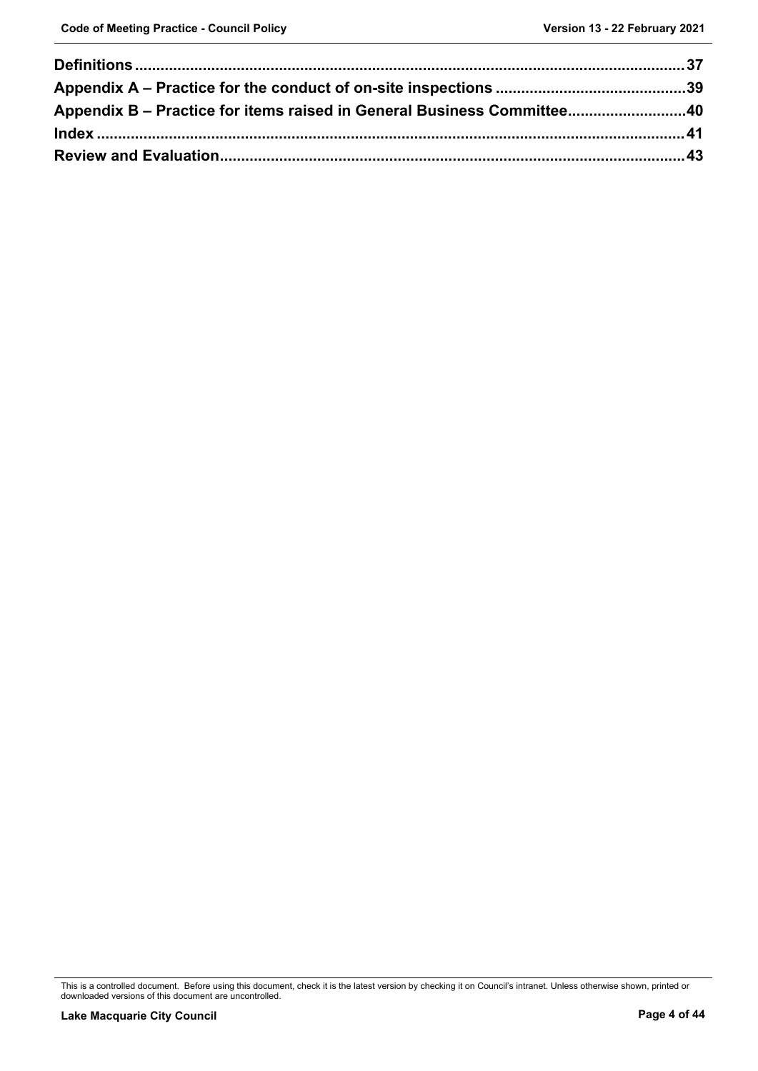**Definitions** .......................................................................................................................... 37

**Appendix A – Practice for the conduct of on-site inspections** ............................................ 39

**Appendix B – Practice for items raised in General Business Committee**............................ 40

**Index** ........................................................................................................................................ 41

**Review and Evaluation**........................................................................................................... 43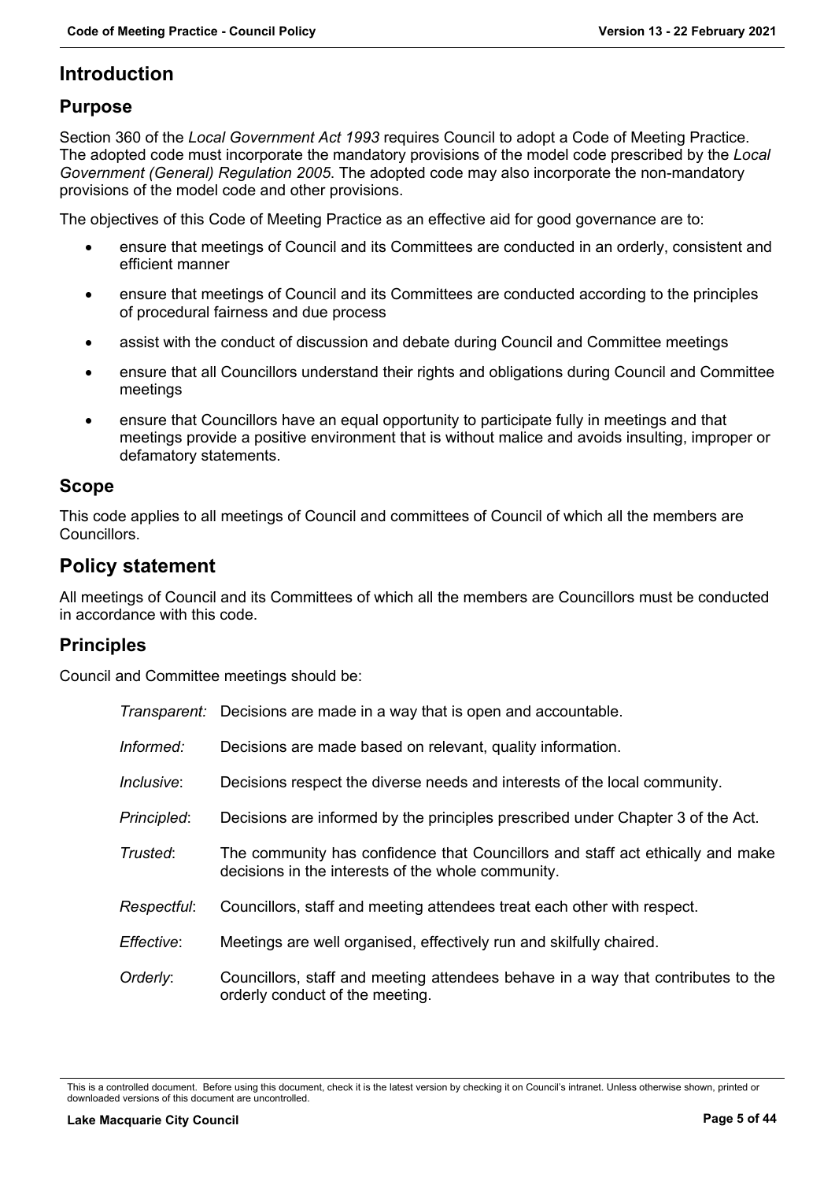# Introduction

## Purpose

Section 360 of the *Local Government Act 1993* requires Council to adopt a Code of Meeting Practice. The adopted code must incorporate the mandatory provisions of the model code prescribed by the *Local Government (General) Regulation 2005*. The adopted code may also incorporate the non-mandatory provisions of the model code and other provisions.

The objectives of this Code of Meeting Practice as an effective aid for good governance are to:

- ensure that meetings of Council and its Committees are conducted in an orderly, consistent and efficient manner
- ensure that meetings of Council and its Committees are conducted according to the principles of procedural fairness and due process
- assist with the conduct of discussion and debate during Council and Committee meetings
- ensure that all Councillors understand their rights and obligations during Council and Committee meetings
- ensure that Councillors have an equal opportunity to participate fully in meetings and that meetings provide a positive environment that is without malice and avoids insulting, improper or defamatory statements.

## Scope

This code applies to all meetings of Council and committees of Council of which all the members are Councillors.

# Policy statement

All meetings of Council and its Committees of which all the members are Councillors must be conducted in accordance with this code.

## Principles

Council and Committee meetings should be:

*Transparent:* Decisions are made in a way that is open and accountable.

*Informed:* Decisions are made based on relevant, quality information.

*Inclusive*: Decisions respect the diverse needs and interests of the local community.

*Principled*: Decisions are informed by the principles prescribed under Chapter 3 of the Act.

*Trusted*: The community has confidence that Councillors and staff act ethically and make decisions in the interests of the whole community.

*Respectful*: Councillors, staff and meeting attendees treat each other with respect.

*Effective*: Meetings are well organised, effectively run and skilfully chaired.

*Orderly*: Councillors, staff and meeting attendees behave in a way that contributes to the orderly conduct of the meeting.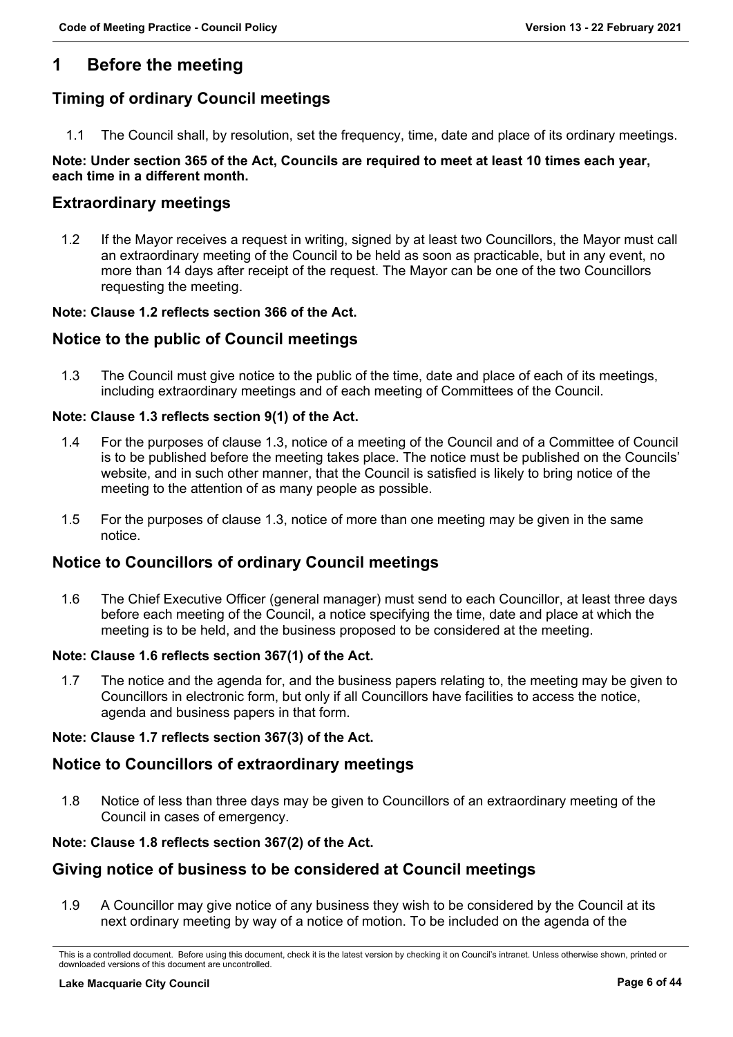# 1 Before the meeting

## Timing of ordinary Council meetings

1.1 The Council shall, by resolution, set the frequency, time, date and place of its ordinary meetings.

**Note: Under section 365 of the Act, Councils are required to meet at least 10 times each year, each time in a different month.**

## Extraordinary meetings

1.2 If the Mayor receives a request in writing, signed by at least two Councillors, the Mayor must call an extraordinary meeting of the Council to be held as soon as practicable, but in any event, no more than 14 days after receipt of the request. The Mayor can be one of the two Councillors requesting the meeting.

**Note: Clause 1.2 reflects section 366 of the Act.**

## Notice to the public of Council meetings

1.3 The Council must give notice to the public of the time, date and place of each of its meetings, including extraordinary meetings and of each meeting of Committees of the Council.

**Note: Clause 1.3 reflects section 9(1) of the Act.**

1.4 For the purposes of clause 1.3, notice of a meeting of the Council and of a Committee of Council is to be published before the meeting takes place. The notice must be published on the Councils' website, and in such other manner, that the Council is satisfied is likely to bring notice of the meeting to the attention of as many people as possible.

1.5 For the purposes of clause 1.3, notice of more than one meeting may be given in the same notice.

## Notice to Councillors of ordinary Council meetings

1.6 The Chief Executive Officer (general manager) must send to each Councillor, at least three days before each meeting of the Council, a notice specifying the time, date and place at which the meeting is to be held, and the business proposed to be considered at the meeting.

**Note: Clause 1.6 reflects section 367(1) of the Act.**

1.7 The notice and the agenda for, and the business papers relating to, the meeting may be given to Councillors in electronic form, but only if all Councillors have facilities to access the notice, agenda and business papers in that form.

**Note: Clause 1.7 reflects section 367(3) of the Act.**

## Notice to Councillors of extraordinary meetings

1.8 Notice of less than three days may be given to Councillors of an extraordinary meeting of the Council in cases of emergency.

**Note: Clause 1.8 reflects section 367(2) of the Act.**

## Giving notice of business to be considered at Council meetings

1.9 A Councillor may give notice of any business they wish to be considered by the Council at its next ordinary meeting by way of a notice of motion. To be included on the agenda of the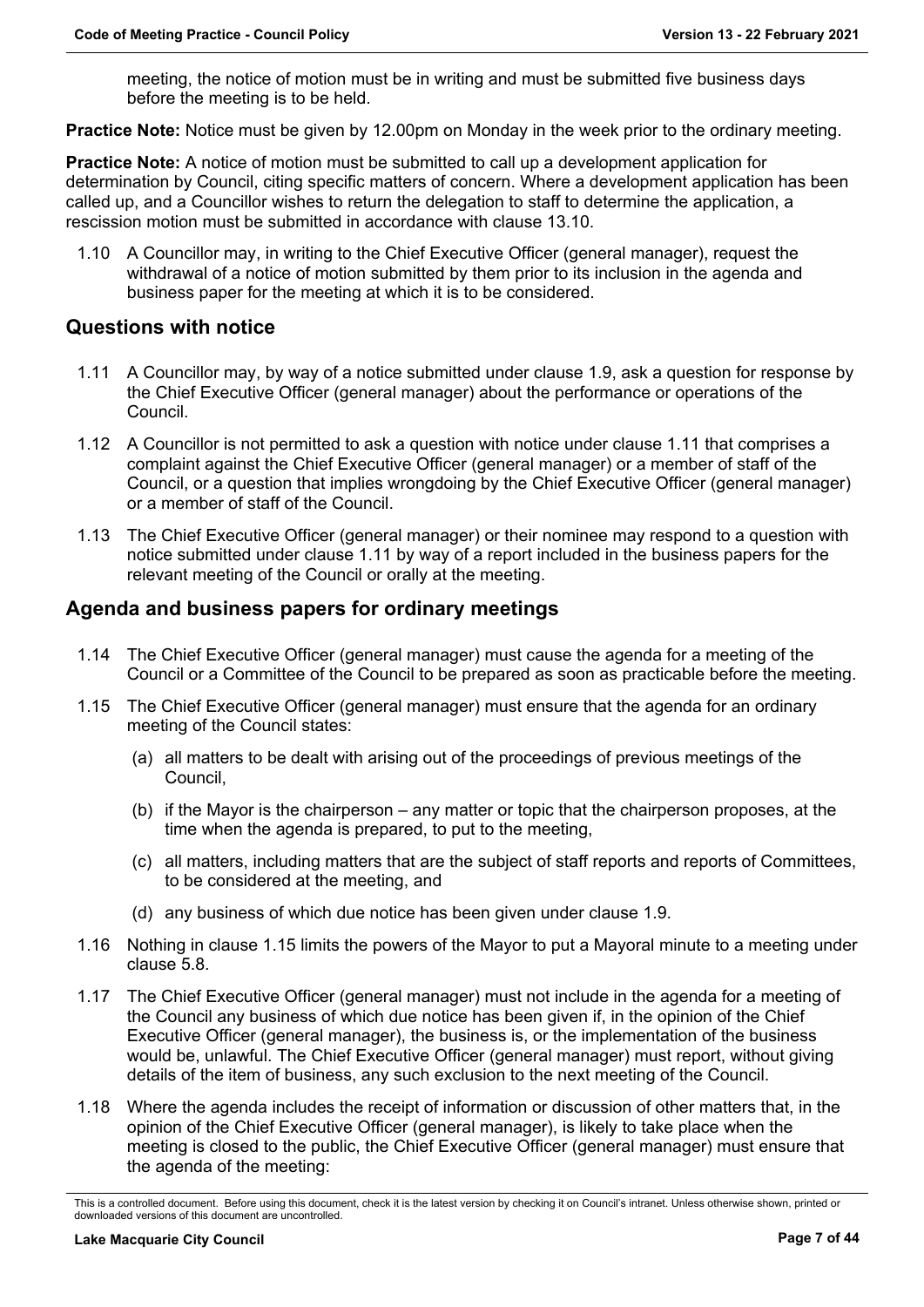meeting, the notice of motion must be in writing and must be submitted five business days before the meeting is to be held.

**Practice Note:** Notice must be given by 12.00pm on Monday in the week prior to the ordinary meeting.

**Practice Note:** A notice of motion must be submitted to call up a development application for determination by Council, citing specific matters of concern. Where a development application has been called up, and a Councillor wishes to return the delegation to staff to determine the application, a rescission motion must be submitted in accordance with clause 13.10.

1.10 A Councillor may, in writing to the Chief Executive Officer (general manager), request the withdrawal of a notice of motion submitted by them prior to its inclusion in the agenda and business paper for the meeting at which it is to be considered.

## Questions with notice

1.11 A Councillor may, by way of a notice submitted under clause 1.9, ask a question for response by the Chief Executive Officer (general manager) about the performance or operations of the Council.

1.12 A Councillor is not permitted to ask a question with notice under clause 1.11 that comprises a complaint against the Chief Executive Officer (general manager) or a member of staff of the Council, or a question that implies wrongdoing by the Chief Executive Officer (general manager) or a member of staff of the Council.

1.13 The Chief Executive Officer (general manager) or their nominee may respond to a question with notice submitted under clause 1.11 by way of a report included in the business papers for the relevant meeting of the Council or orally at the meeting.

## Agenda and business papers for ordinary meetings

1.14 The Chief Executive Officer (general manager) must cause the agenda for a meeting of the Council or a Committee of the Council to be prepared as soon as practicable before the meeting.

1.15 The Chief Executive Officer (general manager) must ensure that the agenda for an ordinary meeting of the Council states:

(a) all matters to be dealt with arising out of the proceedings of previous meetings of the Council,

(b) if the Mayor is the chairperson – any matter or topic that the chairperson proposes, at the time when the agenda is prepared, to put to the meeting,

(c) all matters, including matters that are the subject of staff reports and reports of Committees, to be considered at the meeting, and

(d) any business of which due notice has been given under clause 1.9.

1.16 Nothing in clause 1.15 limits the powers of the Mayor to put a Mayoral minute to a meeting under clause 5.8.

1.17 The Chief Executive Officer (general manager) must not include in the agenda for a meeting of the Council any business of which due notice has been given if, in the opinion of the Chief Executive Officer (general manager), the business is, or the implementation of the business would be, unlawful. The Chief Executive Officer (general manager) must report, without giving details of the item of business, any such exclusion to the next meeting of the Council.

1.18 Where the agenda includes the receipt of information or discussion of other matters that, in the opinion of the Chief Executive Officer (general manager), is likely to take place when the meeting is closed to the public, the Chief Executive Officer (general manager) must ensure that the agenda of the meeting: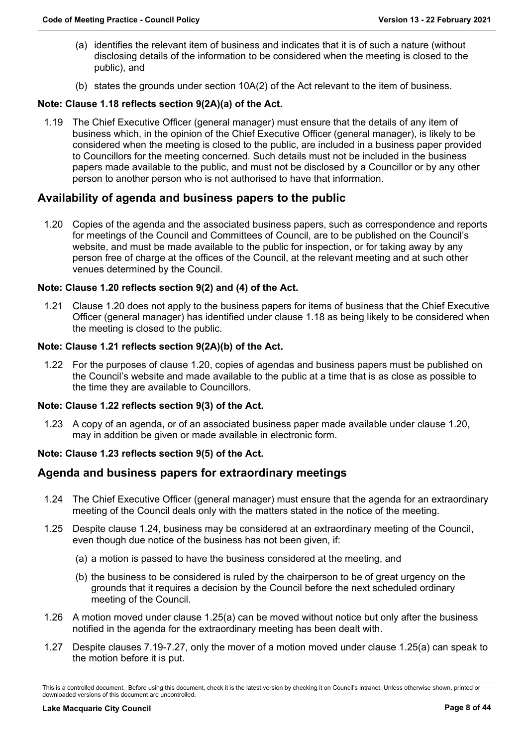(a) identifies the relevant item of business and indicates that it is of such a nature (without disclosing details of the information to be considered when the meeting is closed to the public), and

(b) states the grounds under section 10A(2) of the Act relevant to the item of business.

**Note: Clause 1.18 reflects section 9(2A)(a) of the Act.**

1.19 The Chief Executive Officer (general manager) must ensure that the details of any item of business which, in the opinion of the Chief Executive Officer (general manager), is likely to be considered when the meeting is closed to the public, are included in a business paper provided to Councillors for the meeting concerned. Such details must not be included in the business papers made available to the public, and must not be disclosed by a Councillor or by any other person to another person who is not authorised to have that information.

## Availability of agenda and business papers to the public

1.20 Copies of the agenda and the associated business papers, such as correspondence and reports for meetings of the Council and Committees of Council, are to be published on the Council's website, and must be made available to the public for inspection, or for taking away by any person free of charge at the offices of the Council, at the relevant meeting and at such other venues determined by the Council.

**Note: Clause 1.20 reflects section 9(2) and (4) of the Act.**

1.21 Clause 1.20 does not apply to the business papers for items of business that the Chief Executive Officer (general manager) has identified under clause 1.18 as being likely to be considered when the meeting is closed to the public.

**Note: Clause 1.21 reflects section 9(2A)(b) of the Act.**

1.22 For the purposes of clause 1.20, copies of agendas and business papers must be published on the Council's website and made available to the public at a time that is as close as possible to the time they are available to Councillors.

**Note: Clause 1.22 reflects section 9(3) of the Act.**

1.23 A copy of an agenda, or of an associated business paper made available under clause 1.20, may in addition be given or made available in electronic form.

**Note: Clause 1.23 reflects section 9(5) of the Act.**

## Agenda and business papers for extraordinary meetings

1.24 The Chief Executive Officer (general manager) must ensure that the agenda for an extraordinary meeting of the Council deals only with the matters stated in the notice of the meeting.

1.25 Despite clause 1.24, business may be considered at an extraordinary meeting of the Council, even though due notice of the business has not been given, if:

(a) a motion is passed to have the business considered at the meeting, and

(b) the business to be considered is ruled by the chairperson to be of great urgency on the grounds that it requires a decision by the Council before the next scheduled ordinary meeting of the Council.

1.26 A motion moved under clause 1.25(a) can be moved without notice but only after the business notified in the agenda for the extraordinary meeting has been dealt with.

1.27 Despite clauses 7.19-7.27, only the mover of a motion moved under clause 1.25(a) can speak to the motion before it is put.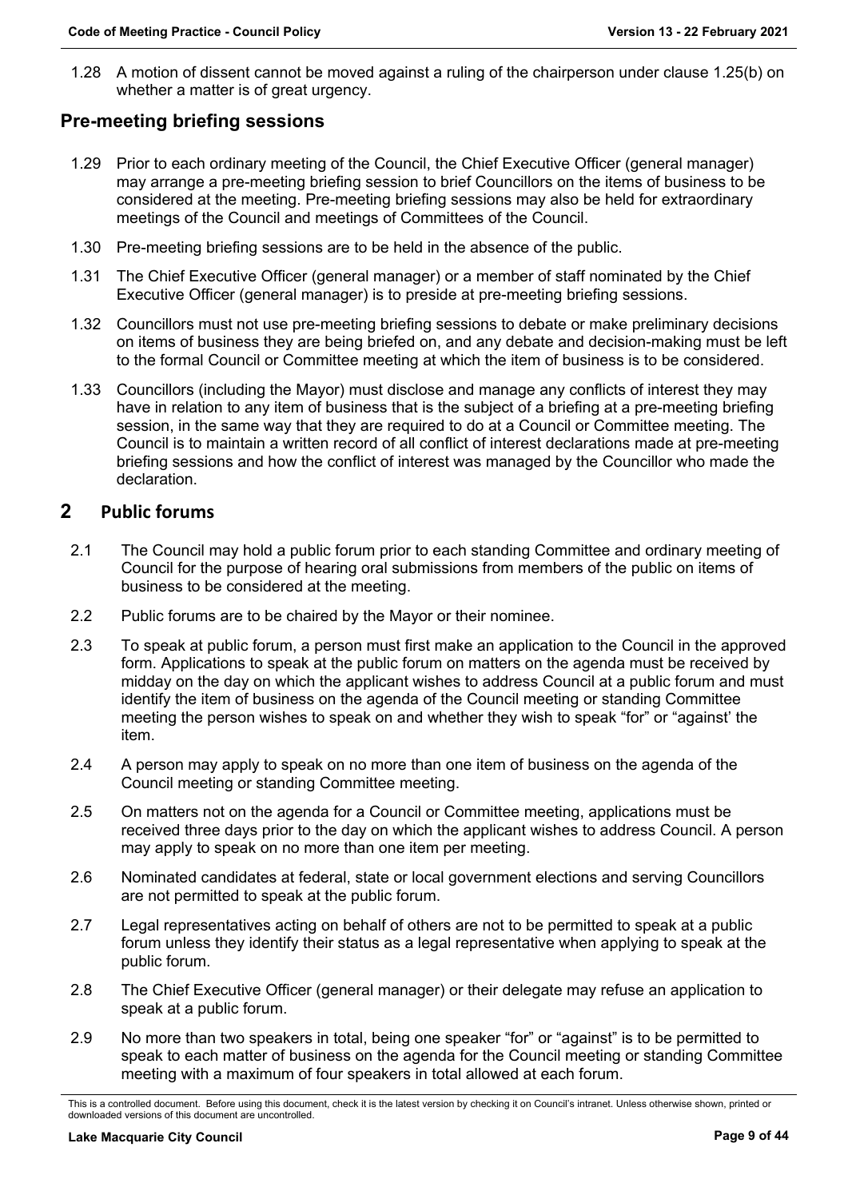1.28 A motion of dissent cannot be moved against a ruling of the chairperson under clause 1.25(b) on whether a matter is of great urgency.

## Pre-meeting briefing sessions

1.29 Prior to each ordinary meeting of the Council, the Chief Executive Officer (general manager) may arrange a pre-meeting briefing session to brief Councillors on the items of business to be considered at the meeting. Pre-meeting briefing sessions may also be held for extraordinary meetings of the Council and meetings of Committees of the Council.

1.30 Pre-meeting briefing sessions are to be held in the absence of the public.

1.31 The Chief Executive Officer (general manager) or a member of staff nominated by the Chief Executive Officer (general manager) is to preside at pre-meeting briefing sessions.

1.32 Councillors must not use pre-meeting briefing sessions to debate or make preliminary decisions on items of business they are being briefed on, and any debate and decision-making must be left to the formal Council or Committee meeting at which the item of business is to be considered.

1.33 Councillors (including the Mayor) must disclose and manage any conflicts of interest they may have in relation to any item of business that is the subject of a briefing at a pre-meeting briefing session, in the same way that they are required to do at a Council or Committee meeting. The Council is to maintain a written record of all conflict of interest declarations made at pre-meeting briefing sessions and how the conflict of interest was managed by the Councillor who made the declaration.

# 2 Public forums

2.1 The Council may hold a public forum prior to each standing Committee and ordinary meeting of Council for the purpose of hearing oral submissions from members of the public on items of business to be considered at the meeting.

2.2 Public forums are to be chaired by the Mayor or their nominee.

2.3 To speak at public forum, a person must first make an application to the Council in the approved form. Applications to speak at the public forum on matters on the agenda must be received by midday on the day on which the applicant wishes to address Council at a public forum and must identify the item of business on the agenda of the Council meeting or standing Committee meeting the person wishes to speak on and whether they wish to speak "for" or "against' the item.

2.4 A person may apply to speak on no more than one item of business on the agenda of the Council meeting or standing Committee meeting.

2.5 On matters not on the agenda for a Council or Committee meeting, applications must be received three days prior to the day on which the applicant wishes to address Council. A person may apply to speak on no more than one item per meeting.

2.6 Nominated candidates at federal, state or local government elections and serving Councillors are not permitted to speak at the public forum.

2.7 Legal representatives acting on behalf of others are not to be permitted to speak at a public forum unless they identify their status as a legal representative when applying to speak at the public forum.

2.8 The Chief Executive Officer (general manager) or their delegate may refuse an application to speak at a public forum.

2.9 No more than two speakers in total, being one speaker "for" or "against" is to be permitted to speak to each matter of business on the agenda for the Council meeting or standing Committee meeting with a maximum of four speakers in total allowed at each forum.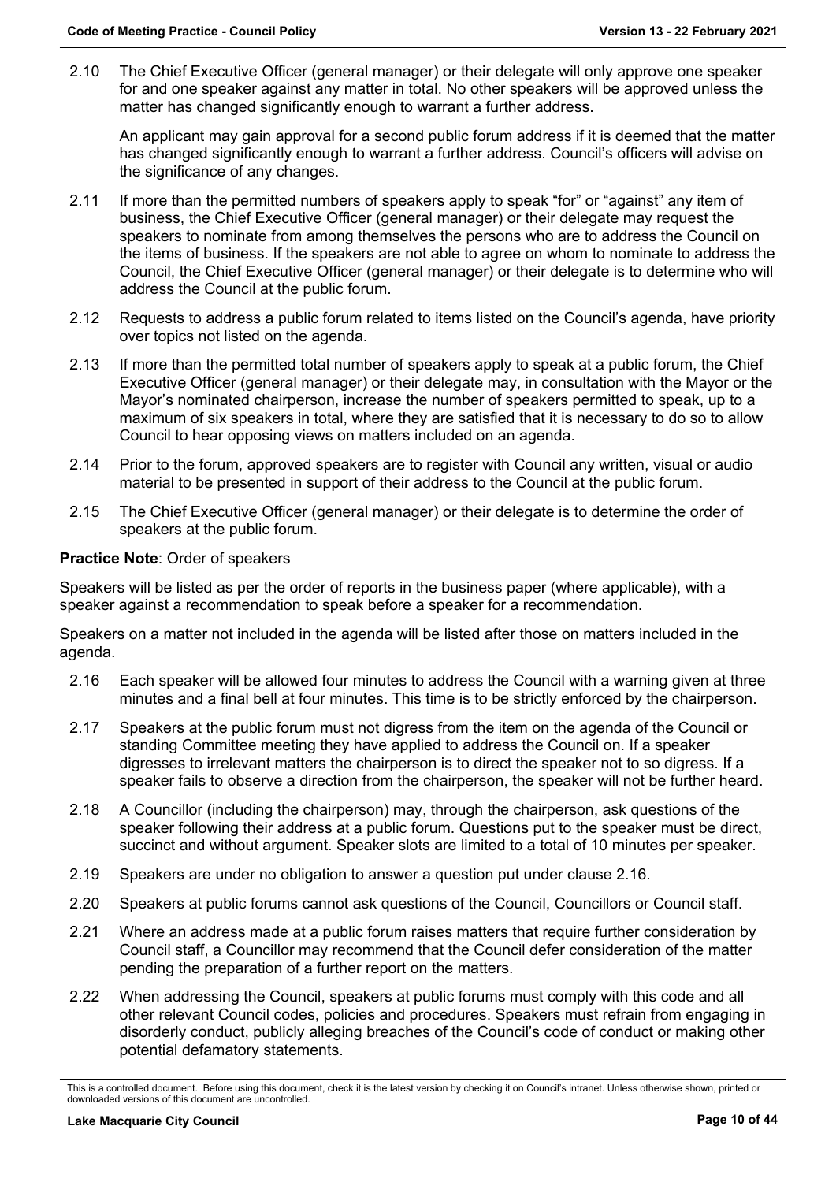2.10 The Chief Executive Officer (general manager) or their delegate will only approve one speaker for and one speaker against any matter in total. No other speakers will be approved unless the matter has changed significantly enough to warrant a further address.

An applicant may gain approval for a second public forum address if it is deemed that the matter has changed significantly enough to warrant a further address. Council's officers will advise on the significance of any changes.

2.11 If more than the permitted numbers of speakers apply to speak "for" or "against" any item of business, the Chief Executive Officer (general manager) or their delegate may request the speakers to nominate from among themselves the persons who are to address the Council on the items of business. If the speakers are not able to agree on whom to nominate to address the Council, the Chief Executive Officer (general manager) or their delegate is to determine who will address the Council at the public forum.

2.12 Requests to address a public forum related to items listed on the Council's agenda, have priority over topics not listed on the agenda.

2.13 If more than the permitted total number of speakers apply to speak at a public forum, the Chief Executive Officer (general manager) or their delegate may, in consultation with the Mayor or the Mayor's nominated chairperson, increase the number of speakers permitted to speak, up to a maximum of six speakers in total, where they are satisfied that it is necessary to do so to allow Council to hear opposing views on matters included on an agenda.

2.14 Prior to the forum, approved speakers are to register with Council any written, visual or audio material to be presented in support of their address to the Council at the public forum.

2.15 The Chief Executive Officer (general manager) or their delegate is to determine the order of speakers at the public forum.

**Practice Note**: Order of speakers

Speakers will be listed as per the order of reports in the business paper (where applicable), with a speaker against a recommendation to speak before a speaker for a recommendation.

Speakers on a matter not included in the agenda will be listed after those on matters included in the agenda.

2.16 Each speaker will be allowed four minutes to address the Council with a warning given at three minutes and a final bell at four minutes. This time is to be strictly enforced by the chairperson.

2.17 Speakers at the public forum must not digress from the item on the agenda of the Council or standing Committee meeting they have applied to address the Council on. If a speaker digresses to irrelevant matters the chairperson is to direct the speaker not to so digress. If a speaker fails to observe a direction from the chairperson, the speaker will not be further heard.

2.18 A Councillor (including the chairperson) may, through the chairperson, ask questions of the speaker following their address at a public forum. Questions put to the speaker must be direct, succinct and without argument. Speaker slots are limited to a total of 10 minutes per speaker.

2.19 Speakers are under no obligation to answer a question put under clause 2.16.

2.20 Speakers at public forums cannot ask questions of the Council, Councillors or Council staff.

2.21 Where an address made at a public forum raises matters that require further consideration by Council staff, a Councillor may recommend that the Council defer consideration of the matter pending the preparation of a further report on the matters.

2.22 When addressing the Council, speakers at public forums must comply with this code and all other relevant Council codes, policies and procedures. Speakers must refrain from engaging in disorderly conduct, publicly alleging breaches of the Council's code of conduct or making other potential defamatory statements.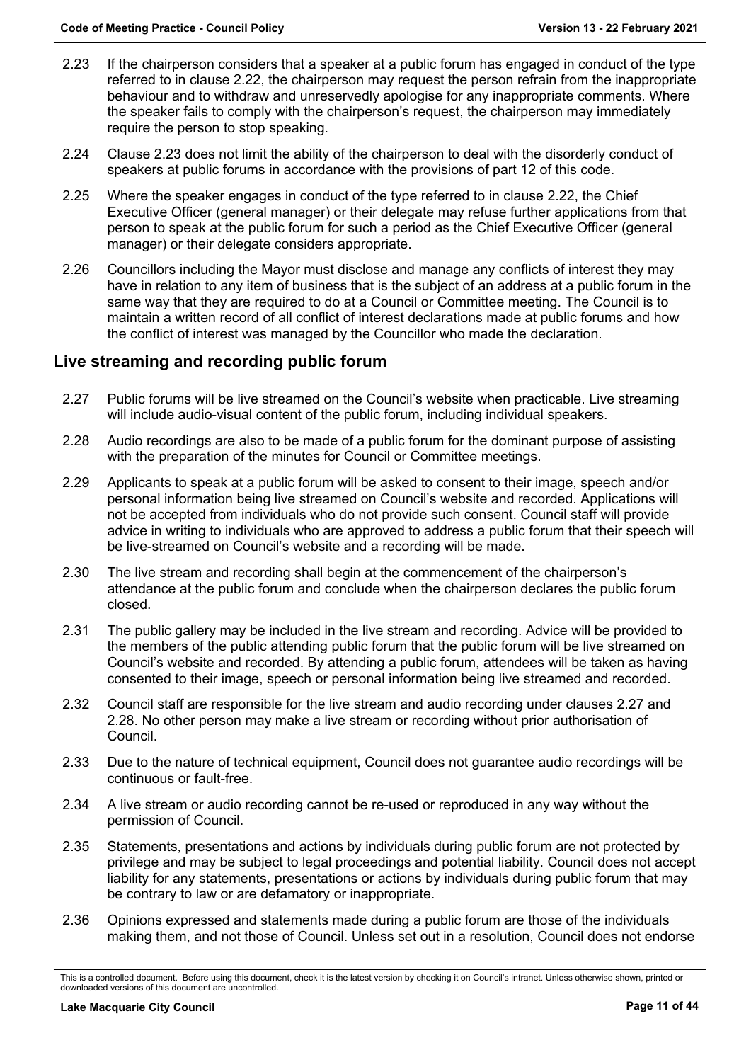2.23 If the chairperson considers that a speaker at a public forum has engaged in conduct of the type referred to in clause 2.22, the chairperson may request the person refrain from the inappropriate behaviour and to withdraw and unreservedly apologise for any inappropriate comments. Where the speaker fails to comply with the chairperson's request, the chairperson may immediately require the person to stop speaking.

2.24 Clause 2.23 does not limit the ability of the chairperson to deal with the disorderly conduct of speakers at public forums in accordance with the provisions of part 12 of this code.

2.25 Where the speaker engages in conduct of the type referred to in clause 2.22, the Chief Executive Officer (general manager) or their delegate may refuse further applications from that person to speak at the public forum for such a period as the Chief Executive Officer (general manager) or their delegate considers appropriate.

2.26 Councillors including the Mayor must disclose and manage any conflicts of interest they may have in relation to any item of business that is the subject of an address at a public forum in the same way that they are required to do at a Council or Committee meeting. The Council is to maintain a written record of all conflict of interest declarations made at public forums and how the conflict of interest was managed by the Councillor who made the declaration.

## Live streaming and recording public forum

2.27 Public forums will be live streamed on the Council's website when practicable. Live streaming will include audio-visual content of the public forum, including individual speakers.

2.28 Audio recordings are also to be made of a public forum for the dominant purpose of assisting with the preparation of the minutes for Council or Committee meetings.

2.29 Applicants to speak at a public forum will be asked to consent to their image, speech and/or personal information being live streamed on Council's website and recorded. Applications will not be accepted from individuals who do not provide such consent. Council staff will provide advice in writing to individuals who are approved to address a public forum that their speech will be live-streamed on Council's website and a recording will be made.

2.30 The live stream and recording shall begin at the commencement of the chairperson's attendance at the public forum and conclude when the chairperson declares the public forum closed.

2.31 The public gallery may be included in the live stream and recording. Advice will be provided to the members of the public attending public forum that the public forum will be live streamed on Council's website and recorded. By attending a public forum, attendees will be taken as having consented to their image, speech or personal information being live streamed and recorded.

2.32 Council staff are responsible for the live stream and audio recording under clauses 2.27 and 2.28. No other person may make a live stream or recording without prior authorisation of Council.

2.33 Due to the nature of technical equipment, Council does not guarantee audio recordings will be continuous or fault-free.

2.34 A live stream or audio recording cannot be re-used or reproduced in any way without the permission of Council.

2.35 Statements, presentations and actions by individuals during public forum are not protected by privilege and may be subject to legal proceedings and potential liability. Council does not accept liability for any statements, presentations or actions by individuals during public forum that may be contrary to law or are defamatory or inappropriate.

2.36 Opinions expressed and statements made during a public forum are those of the individuals making them, and not those of Council. Unless set out in a resolution, Council does not endorse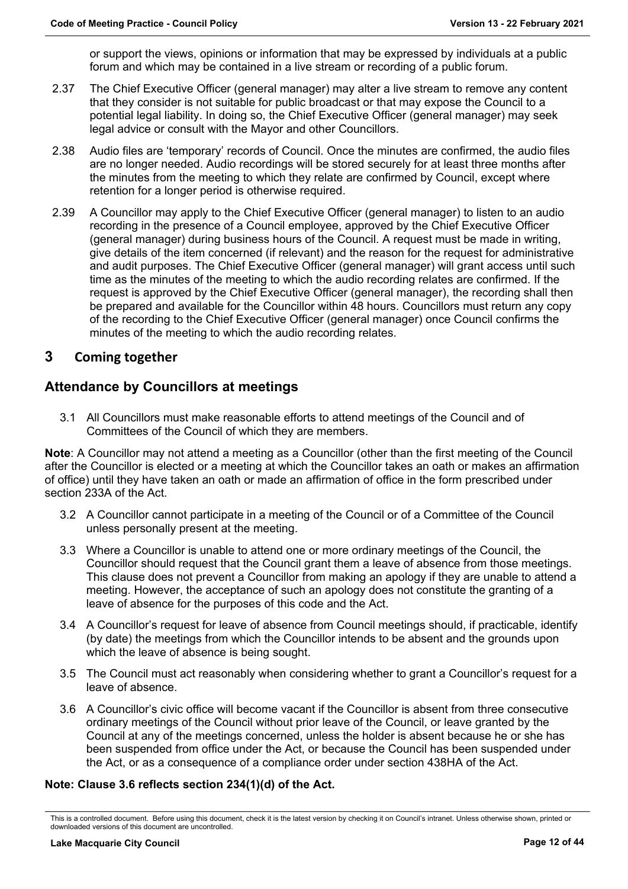or support the views, opinions or information that may be expressed by individuals at a public forum and which may be contained in a live stream or recording of a public forum.

2.37 The Chief Executive Officer (general manager) may alter a live stream to remove any content that they consider is not suitable for public broadcast or that may expose the Council to a potential legal liability. In doing so, the Chief Executive Officer (general manager) may seek legal advice or consult with the Mayor and other Councillors.

2.38 Audio files are 'temporary' records of Council. Once the minutes are confirmed, the audio files are no longer needed. Audio recordings will be stored securely for at least three months after the minutes from the meeting to which they relate are confirmed by Council, except where retention for a longer period is otherwise required.

2.39 A Councillor may apply to the Chief Executive Officer (general manager) to listen to an audio recording in the presence of a Council employee, approved by the Chief Executive Officer (general manager) during business hours of the Council. A request must be made in writing, give details of the item concerned (if relevant) and the reason for the request for administrative and audit purposes. The Chief Executive Officer (general manager) will grant access until such time as the minutes of the meeting to which the audio recording relates are confirmed. If the request is approved by the Chief Executive Officer (general manager), the recording shall then be prepared and available for the Councillor within 48 hours. Councillors must return any copy of the recording to the Chief Executive Officer (general manager) once Council confirms the minutes of the meeting to which the audio recording relates.

# 3 Coming together

## Attendance by Councillors at meetings

3.1 All Councillors must make reasonable efforts to attend meetings of the Council and of Committees of the Council of which they are members.

**Note**: A Councillor may not attend a meeting as a Councillor (other than the first meeting of the Council after the Councillor is elected or a meeting at which the Councillor takes an oath or makes an affirmation of office) until they have taken an oath or made an affirmation of office in the form prescribed under section 233A of the Act.

3.2 A Councillor cannot participate in a meeting of the Council or of a Committee of the Council unless personally present at the meeting.

3.3 Where a Councillor is unable to attend one or more ordinary meetings of the Council, the Councillor should request that the Council grant them a leave of absence from those meetings. This clause does not prevent a Councillor from making an apology if they are unable to attend a meeting. However, the acceptance of such an apology does not constitute the granting of a leave of absence for the purposes of this code and the Act.

3.4 A Councillor's request for leave of absence from Council meetings should, if practicable, identify (by date) the meetings from which the Councillor intends to be absent and the grounds upon which the leave of absence is being sought.

3.5 The Council must act reasonably when considering whether to grant a Councillor's request for a leave of absence.

3.6 A Councillor's civic office will become vacant if the Councillor is absent from three consecutive ordinary meetings of the Council without prior leave of the Council, or leave granted by the Council at any of the meetings concerned, unless the holder is absent because he or she has been suspended from office under the Act, or because the Council has been suspended under the Act, or as a consequence of a compliance order under section 438HA of the Act.

**Note: Clause 3.6 reflects section 234(1)(d) of the Act.**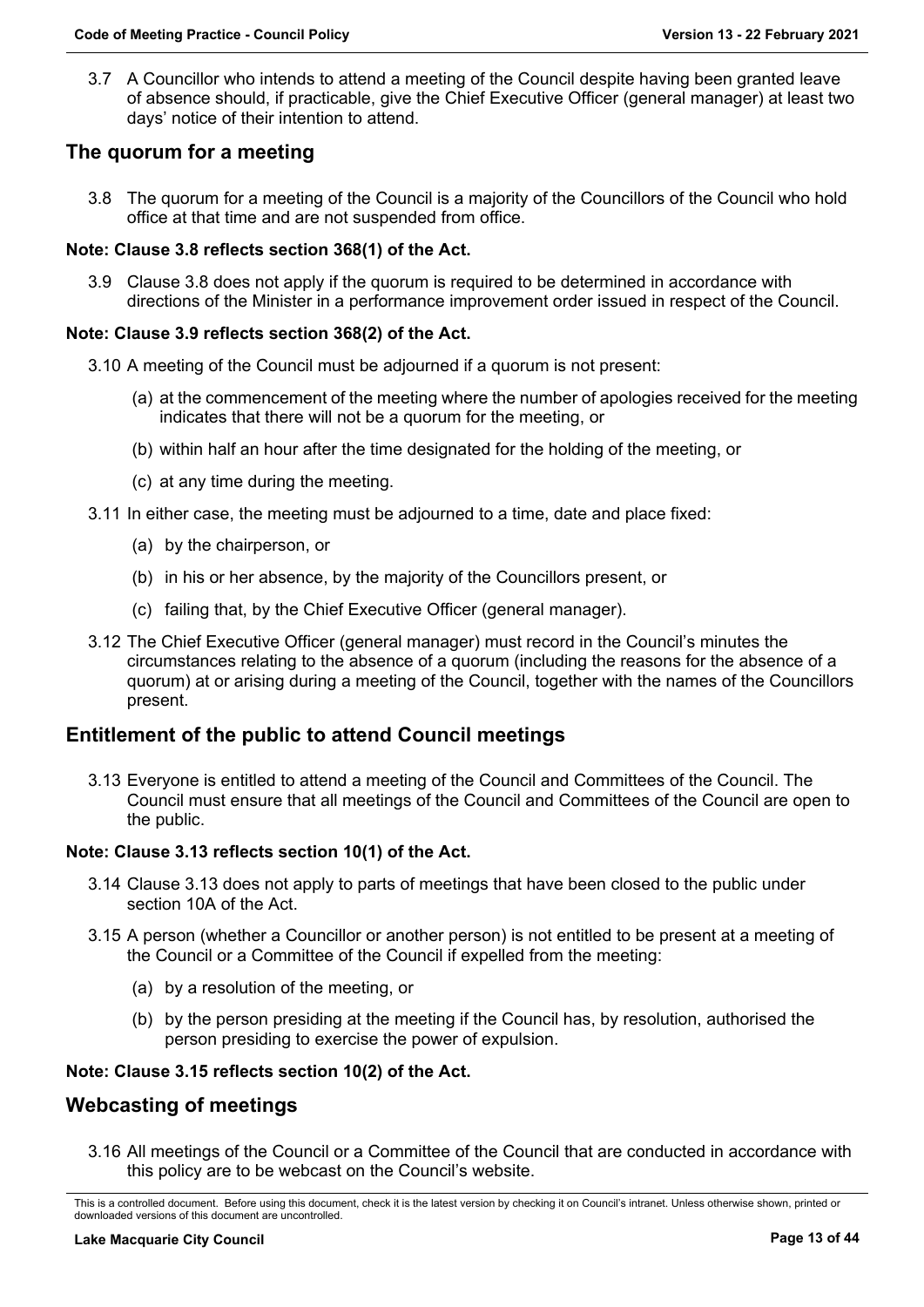3.7 A Councillor who intends to attend a meeting of the Council despite having been granted leave of absence should, if practicable, give the Chief Executive Officer (general manager) at least two days' notice of their intention to attend.

## The quorum for a meeting

3.8 The quorum for a meeting of the Council is a majority of the Councillors of the Council who hold office at that time and are not suspended from office.

**Note: Clause 3.8 reflects section 368(1) of the Act.**

3.9 Clause 3.8 does not apply if the quorum is required to be determined in accordance with directions of the Minister in a performance improvement order issued in respect of the Council.

**Note: Clause 3.9 reflects section 368(2) of the Act.**

3.10 A meeting of the Council must be adjourned if a quorum is not present:

(a) at the commencement of the meeting where the number of apologies received for the meeting indicates that there will not be a quorum for the meeting, or

(b) within half an hour after the time designated for the holding of the meeting, or

(c) at any time during the meeting.

3.11 In either case, the meeting must be adjourned to a time, date and place fixed:

(a) by the chairperson, or

(b) in his or her absence, by the majority of the Councillors present, or

(c) failing that, by the Chief Executive Officer (general manager).

3.12 The Chief Executive Officer (general manager) must record in the Council's minutes the circumstances relating to the absence of a quorum (including the reasons for the absence of a quorum) at or arising during a meeting of the Council, together with the names of the Councillors present.

## Entitlement of the public to attend Council meetings

3.13 Everyone is entitled to attend a meeting of the Council and Committees of the Council. The Council must ensure that all meetings of the Council and Committees of the Council are open to the public.

**Note: Clause 3.13 reflects section 10(1) of the Act.**

3.14 Clause 3.13 does not apply to parts of meetings that have been closed to the public under section 10A of the Act.

3.15 A person (whether a Councillor or another person) is not entitled to be present at a meeting of the Council or a Committee of the Council if expelled from the meeting:

(a) by a resolution of the meeting, or

(b) by the person presiding at the meeting if the Council has, by resolution, authorised the person presiding to exercise the power of expulsion.

**Note: Clause 3.15 reflects section 10(2) of the Act.**

## Webcasting of meetings

3.16 All meetings of the Council or a Committee of the Council that are conducted in accordance with this policy are to be webcast on the Council's website.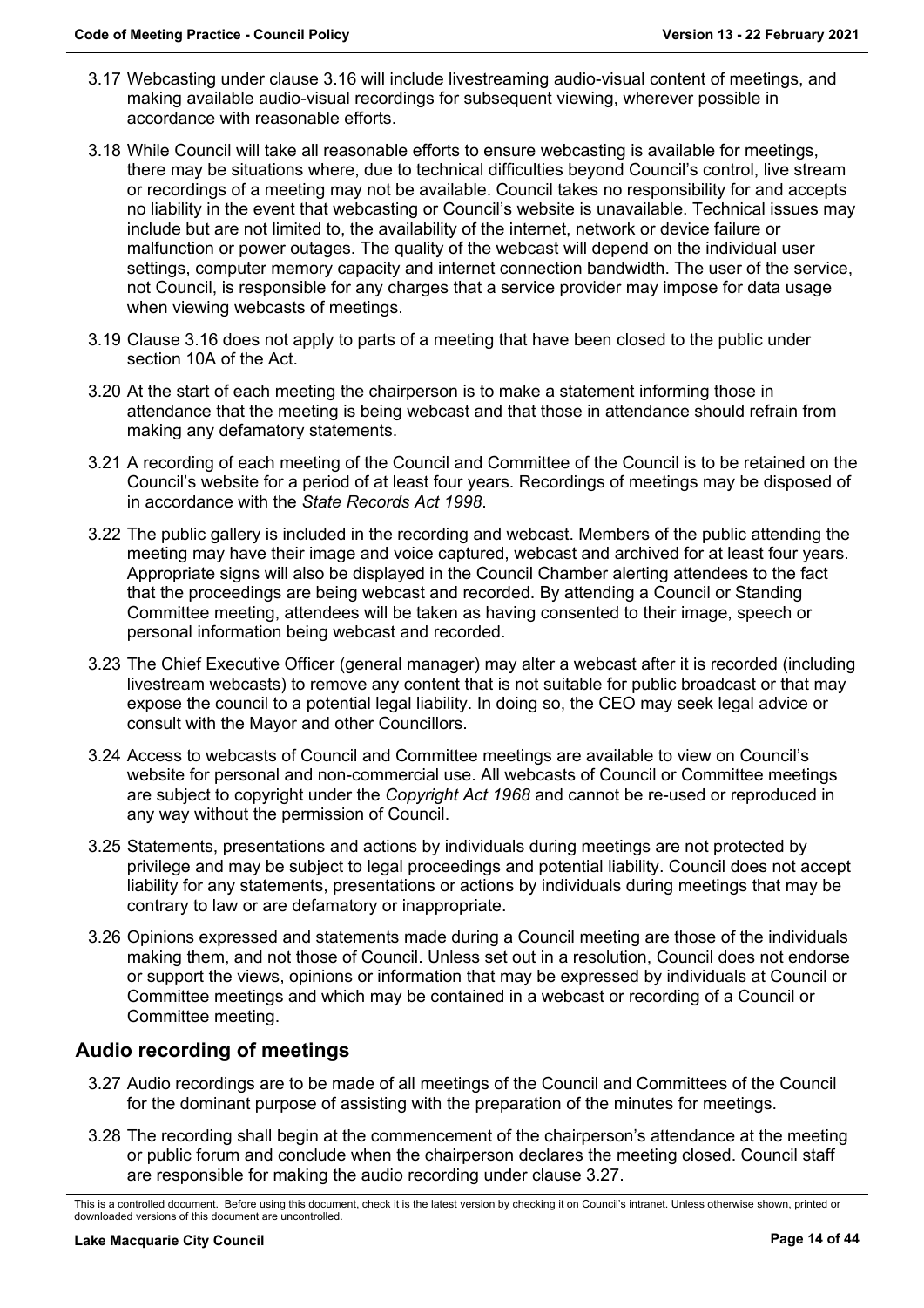3.17 Webcasting under clause 3.16 will include livestreaming audio-visual content of meetings, and making available audio-visual recordings for subsequent viewing, wherever possible in accordance with reasonable efforts.

3.18 While Council will take all reasonable efforts to ensure webcasting is available for meetings, there may be situations where, due to technical difficulties beyond Council's control, live stream or recordings of a meeting may not be available. Council takes no responsibility for and accepts no liability in the event that webcasting or Council's website is unavailable. Technical issues may include but are not limited to, the availability of the internet, network or device failure or malfunction or power outages. The quality of the webcast will depend on the individual user settings, computer memory capacity and internet connection bandwidth. The user of the service, not Council, is responsible for any charges that a service provider may impose for data usage when viewing webcasts of meetings.

3.19 Clause 3.16 does not apply to parts of a meeting that have been closed to the public under section 10A of the Act.

3.20 At the start of each meeting the chairperson is to make a statement informing those in attendance that the meeting is being webcast and that those in attendance should refrain from making any defamatory statements.

3.21 A recording of each meeting of the Council and Committee of the Council is to be retained on the Council's website for a period of at least four years. Recordings of meetings may be disposed of in accordance with the *State Records Act 1998*.

3.22 The public gallery is included in the recording and webcast. Members of the public attending the meeting may have their image and voice captured, webcast and archived for at least four years. Appropriate signs will also be displayed in the Council Chamber alerting attendees to the fact that the proceedings are being webcast and recorded. By attending a Council or Standing Committee meeting, attendees will be taken as having consented to their image, speech or personal information being webcast and recorded.

3.23 The Chief Executive Officer (general manager) may alter a webcast after it is recorded (including livestream webcasts) to remove any content that is not suitable for public broadcast or that may expose the council to a potential legal liability. In doing so, the CEO may seek legal advice or consult with the Mayor and other Councillors.

3.24 Access to webcasts of Council and Committee meetings are available to view on Council's website for personal and non-commercial use. All webcasts of Council or Committee meetings are subject to copyright under the *Copyright Act 1968* and cannot be re-used or reproduced in any way without the permission of Council.

3.25 Statements, presentations and actions by individuals during meetings are not protected by privilege and may be subject to legal proceedings and potential liability. Council does not accept liability for any statements, presentations or actions by individuals during meetings that may be contrary to law or are defamatory or inappropriate.

3.26 Opinions expressed and statements made during a Council meeting are those of the individuals making them, and not those of Council. Unless set out in a resolution, Council does not endorse or support the views, opinions or information that may be expressed by individuals at Council or Committee meetings and which may be contained in a webcast or recording of a Council or Committee meeting.

## Audio recording of meetings

3.27 Audio recordings are to be made of all meetings of the Council and Committees of the Council for the dominant purpose of assisting with the preparation of the minutes for meetings.

3.28 The recording shall begin at the commencement of the chairperson's attendance at the meeting or public forum and conclude when the chairperson declares the meeting closed. Council staff are responsible for making the audio recording under clause 3.27.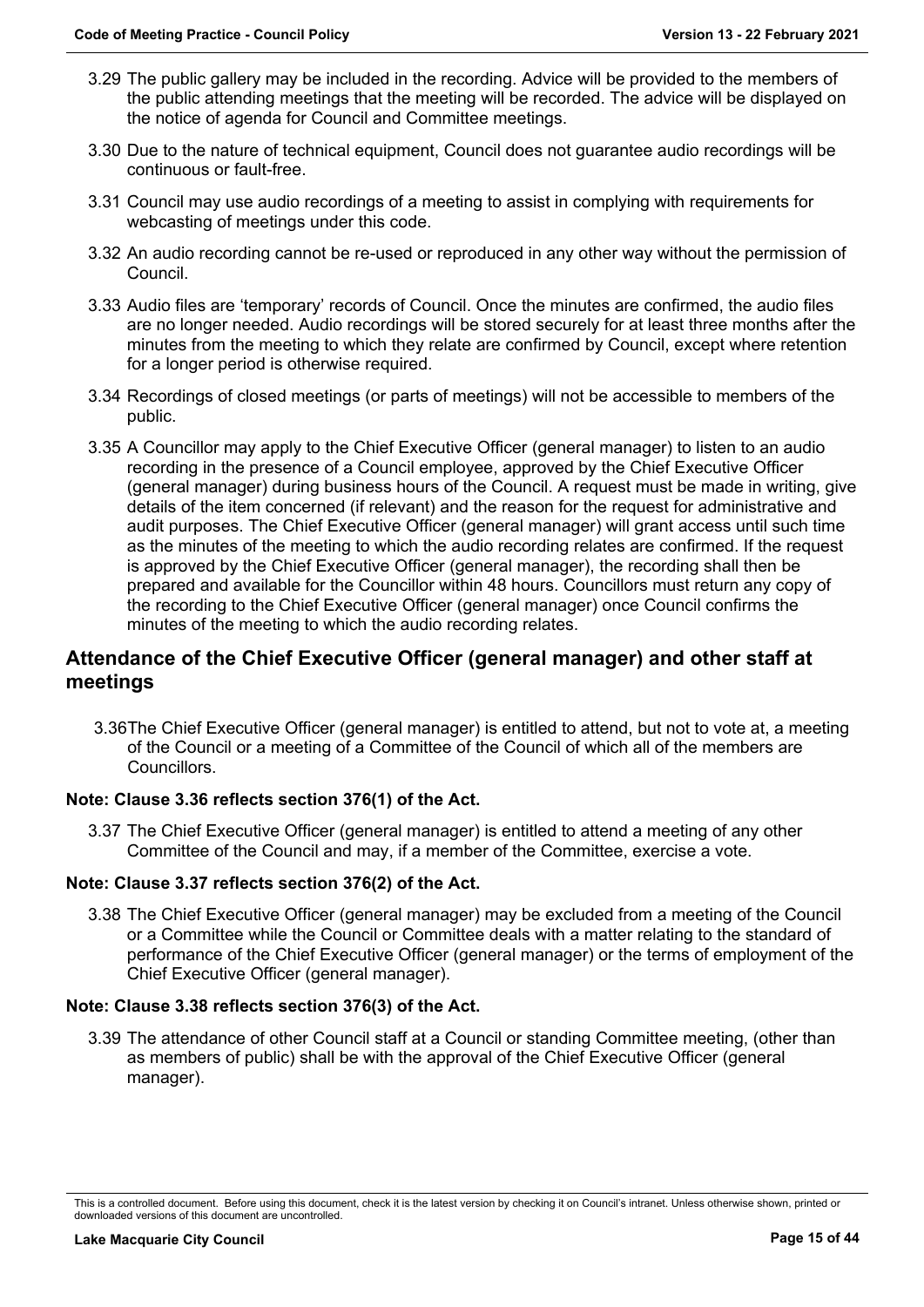3.29 The public gallery may be included in the recording. Advice will be provided to the members of the public attending meetings that the meeting will be recorded. The advice will be displayed on the notice of agenda for Council and Committee meetings.

3.30 Due to the nature of technical equipment, Council does not guarantee audio recordings will be continuous or fault-free.

3.31 Council may use audio recordings of a meeting to assist in complying with requirements for webcasting of meetings under this code.

3.32 An audio recording cannot be re-used or reproduced in any other way without the permission of Council.

3.33 Audio files are 'temporary' records of Council. Once the minutes are confirmed, the audio files are no longer needed. Audio recordings will be stored securely for at least three months after the minutes from the meeting to which they relate are confirmed by Council, except where retention for a longer period is otherwise required.

3.34 Recordings of closed meetings (or parts of meetings) will not be accessible to members of the public.

3.35 A Councillor may apply to the Chief Executive Officer (general manager) to listen to an audio recording in the presence of a Council employee, approved by the Chief Executive Officer (general manager) during business hours of the Council. A request must be made in writing, give details of the item concerned (if relevant) and the reason for the request for administrative and audit purposes. The Chief Executive Officer (general manager) will grant access until such time as the minutes of the meeting to which the audio recording relates are confirmed. If the request is approved by the Chief Executive Officer (general manager), the recording shall then be prepared and available for the Councillor within 48 hours. Councillors must return any copy of the recording to the Chief Executive Officer (general manager) once Council confirms the minutes of the meeting to which the audio recording relates.

## Attendance of the Chief Executive Officer (general manager) and other staff at meetings

3.36 The Chief Executive Officer (general manager) is entitled to attend, but not to vote at, a meeting of the Council or a meeting of a Committee of the Council of which all of the members are Councillors.

**Note: Clause 3.36 reflects section 376(1) of the Act.**

3.37 The Chief Executive Officer (general manager) is entitled to attend a meeting of any other Committee of the Council and may, if a member of the Committee, exercise a vote.

**Note: Clause 3.37 reflects section 376(2) of the Act.**

3.38 The Chief Executive Officer (general manager) may be excluded from a meeting of the Council or a Committee while the Council or Committee deals with a matter relating to the standard of performance of the Chief Executive Officer (general manager) or the terms of employment of the Chief Executive Officer (general manager).

**Note: Clause 3.38 reflects section 376(3) of the Act.**

3.39 The attendance of other Council staff at a Council or standing Committee meeting, (other than as members of public) shall be with the approval of the Chief Executive Officer (general manager).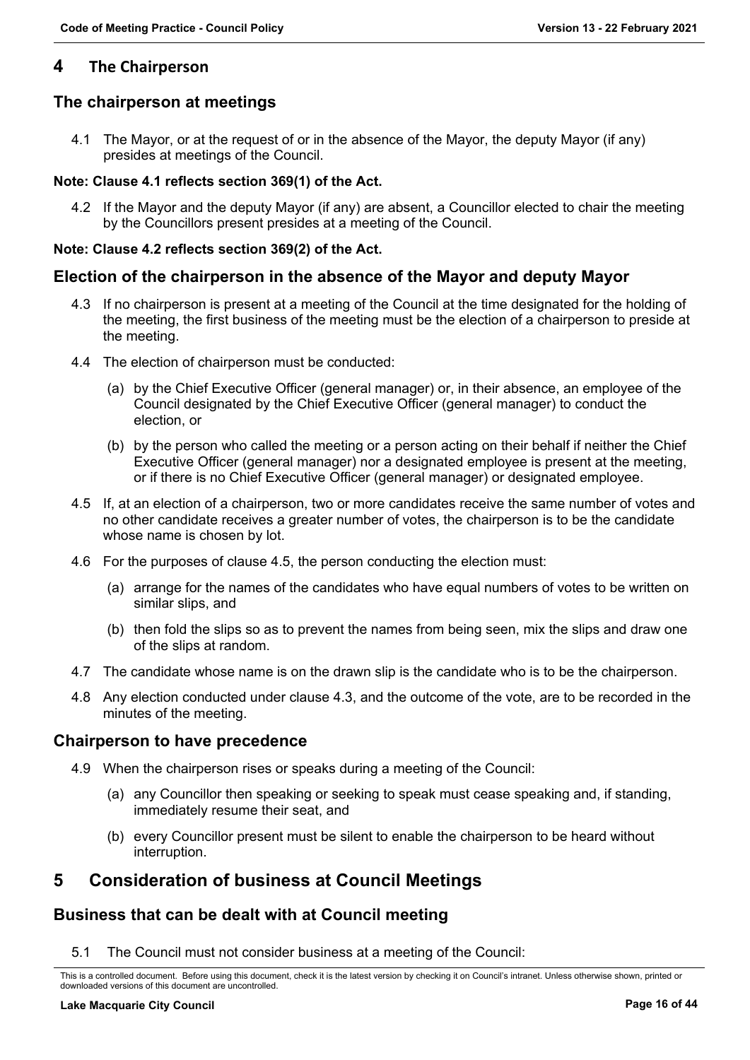# 4 The Chairperson

## The chairperson at meetings

4.1 The Mayor, or at the request of or in the absence of the Mayor, the deputy Mayor (if any) presides at meetings of the Council.

**Note: Clause 4.1 reflects section 369(1) of the Act.**

4.2 If the Mayor and the deputy Mayor (if any) are absent, a Councillor elected to chair the meeting by the Councillors present presides at a meeting of the Council.

**Note: Clause 4.2 reflects section 369(2) of the Act.**

## Election of the chairperson in the absence of the Mayor and deputy Mayor

4.3 If no chairperson is present at a meeting of the Council at the time designated for the holding of the meeting, the first business of the meeting must be the election of a chairperson to preside at the meeting.

4.4 The election of chairperson must be conducted:

(a) by the Chief Executive Officer (general manager) or, in their absence, an employee of the Council designated by the Chief Executive Officer (general manager) to conduct the election, or

(b) by the person who called the meeting or a person acting on their behalf if neither the Chief Executive Officer (general manager) nor a designated employee is present at the meeting, or if there is no Chief Executive Officer (general manager) or designated employee.

4.5 If, at an election of a chairperson, two or more candidates receive the same number of votes and no other candidate receives a greater number of votes, the chairperson is to be the candidate whose name is chosen by lot.

4.6 For the purposes of clause 4.5, the person conducting the election must:

(a) arrange for the names of the candidates who have equal numbers of votes to be written on similar slips, and

(b) then fold the slips so as to prevent the names from being seen, mix the slips and draw one of the slips at random.

4.7 The candidate whose name is on the drawn slip is the candidate who is to be the chairperson.

4.8 Any election conducted under clause 4.3, and the outcome of the vote, are to be recorded in the minutes of the meeting.

## Chairperson to have precedence

4.9 When the chairperson rises or speaks during a meeting of the Council:

(a) any Councillor then speaking or seeking to speak must cease speaking and, if standing, immediately resume their seat, and

(b) every Councillor present must be silent to enable the chairperson to be heard without interruption.

# 5 Consideration of business at Council Meetings

## Business that can be dealt with at Council meeting

5.1 The Council must not consider business at a meeting of the Council: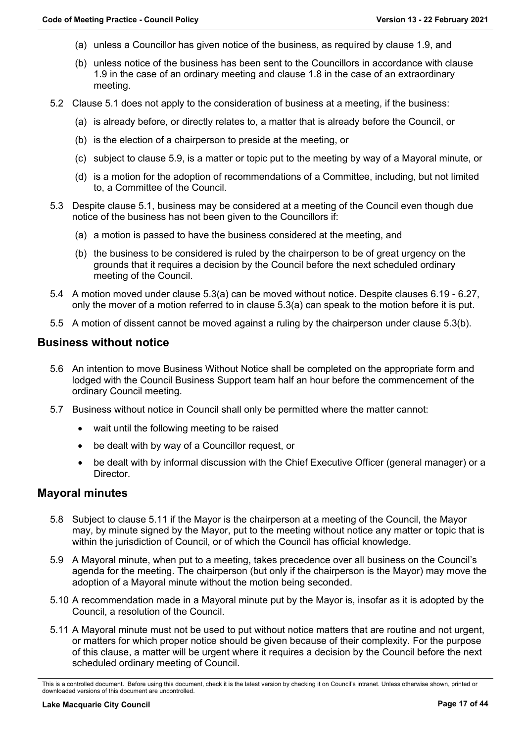(a) unless a Councillor has given notice of the business, as required by clause 1.9, and

(b) unless notice of the business has been sent to the Councillors in accordance with clause 1.9 in the case of an ordinary meeting and clause 1.8 in the case of an extraordinary meeting.

5.2 Clause 5.1 does not apply to the consideration of business at a meeting, if the business:

(a) is already before, or directly relates to, a matter that is already before the Council, or

(b) is the election of a chairperson to preside at the meeting, or

(c) subject to clause 5.9, is a matter or topic put to the meeting by way of a Mayoral minute, or

(d) is a motion for the adoption of recommendations of a Committee, including, but not limited to, a Committee of the Council.

5.3 Despite clause 5.1, business may be considered at a meeting of the Council even though due notice of the business has not been given to the Councillors if:

(a) a motion is passed to have the business considered at the meeting, and

(b) the business to be considered is ruled by the chairperson to be of great urgency on the grounds that it requires a decision by the Council before the next scheduled ordinary meeting of the Council.

5.4 A motion moved under clause 5.3(a) can be moved without notice. Despite clauses 6.19 - 6.27, only the mover of a motion referred to in clause 5.3(a) can speak to the motion before it is put.

5.5 A motion of dissent cannot be moved against a ruling by the chairperson under clause 5.3(b).

## Business without notice

5.6 An intention to move Business Without Notice shall be completed on the appropriate form and lodged with the Council Business Support team half an hour before the commencement of the ordinary Council meeting.

5.7 Business without notice in Council shall only be permitted where the matter cannot:

- wait until the following meeting to be raised
- be dealt with by way of a Councillor request, or
- be dealt with by informal discussion with the Chief Executive Officer (general manager) or a Director.

## Mayoral minutes

5.8 Subject to clause 5.11 if the Mayor is the chairperson at a meeting of the Council, the Mayor may, by minute signed by the Mayor, put to the meeting without notice any matter or topic that is within the jurisdiction of Council, or of which the Council has official knowledge.

5.9 A Mayoral minute, when put to a meeting, takes precedence over all business on the Council's agenda for the meeting. The chairperson (but only if the chairperson is the Mayor) may move the adoption of a Mayoral minute without the motion being seconded.

5.10 A recommendation made in a Mayoral minute put by the Mayor is, insofar as it is adopted by the Council, a resolution of the Council.

5.11 A Mayoral minute must not be used to put without notice matters that are routine and not urgent, or matters for which proper notice should be given because of their complexity. For the purpose of this clause, a matter will be urgent where it requires a decision by the Council before the next scheduled ordinary meeting of Council.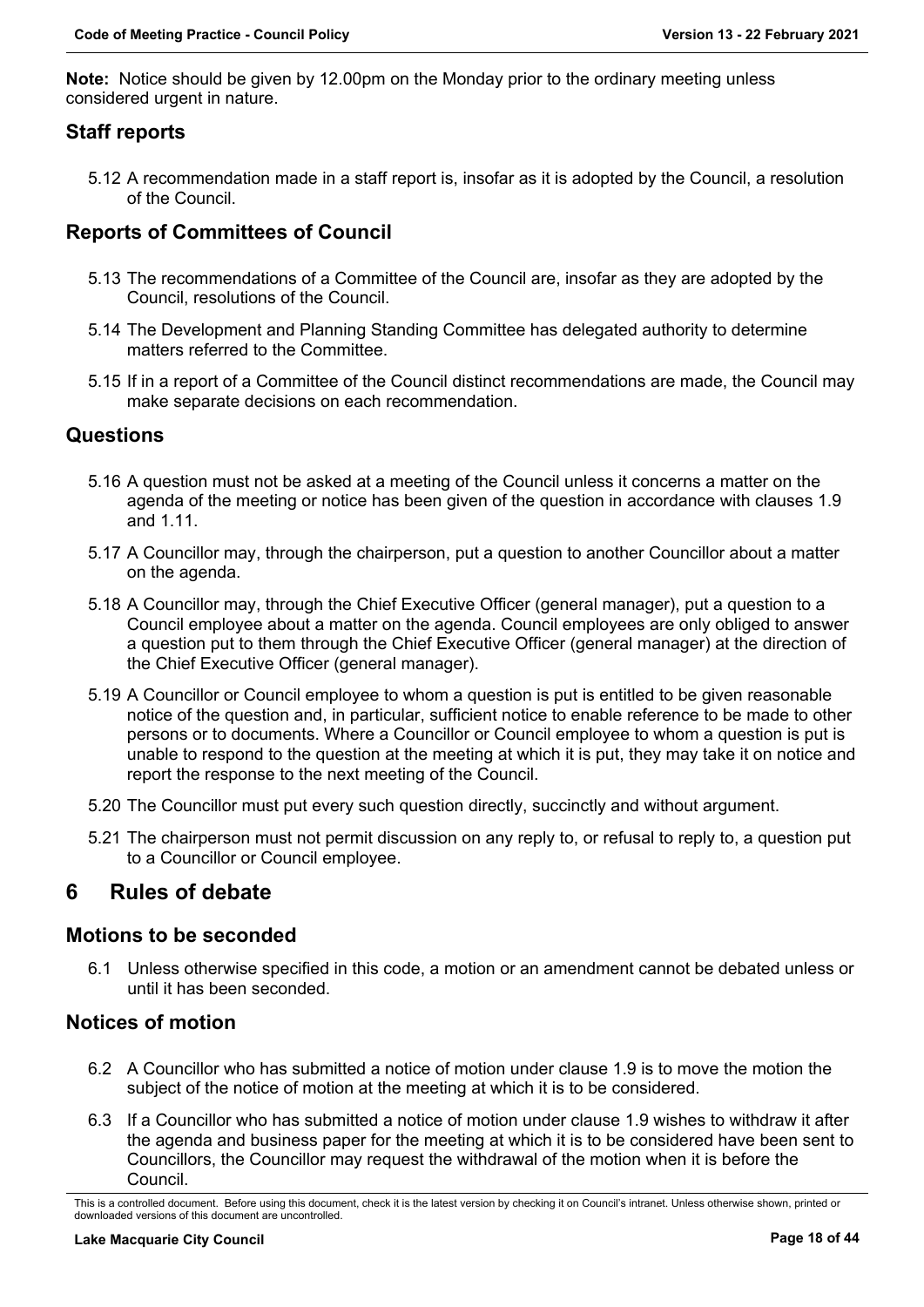**Note:** Notice should be given by 12.00pm on the Monday prior to the ordinary meeting unless considered urgent in nature.

## Staff reports

5.12 A recommendation made in a staff report is, insofar as it is adopted by the Council, a resolution of the Council.

## Reports of Committees of Council

5.13 The recommendations of a Committee of the Council are, insofar as they are adopted by the Council, resolutions of the Council.

5.14 The Development and Planning Standing Committee has delegated authority to determine matters referred to the Committee.

5.15 If in a report of a Committee of the Council distinct recommendations are made, the Council may make separate decisions on each recommendation.

## Questions

5.16 A question must not be asked at a meeting of the Council unless it concerns a matter on the agenda of the meeting or notice has been given of the question in accordance with clauses 1.9 and 1.11.

5.17 A Councillor may, through the chairperson, put a question to another Councillor about a matter on the agenda.

5.18 A Councillor may, through the Chief Executive Officer (general manager), put a question to a Council employee about a matter on the agenda. Council employees are only obliged to answer a question put to them through the Chief Executive Officer (general manager) at the direction of the Chief Executive Officer (general manager).

5.19 A Councillor or Council employee to whom a question is put is entitled to be given reasonable notice of the question and, in particular, sufficient notice to enable reference to be made to other persons or to documents. Where a Councillor or Council employee to whom a question is put is unable to respond to the question at the meeting at which it is put, they may take it on notice and report the response to the next meeting of the Council.

5.20 The Councillor must put every such question directly, succinctly and without argument.

5.21 The chairperson must not permit discussion on any reply to, or refusal to reply to, a question put to a Councillor or Council employee.

# 6 Rules of debate

## Motions to be seconded

6.1 Unless otherwise specified in this code, a motion or an amendment cannot be debated unless or until it has been seconded.

## Notices of motion

6.2 A Councillor who has submitted a notice of motion under clause 1.9 is to move the motion the subject of the notice of motion at the meeting at which it is to be considered.

6.3 If a Councillor who has submitted a notice of motion under clause 1.9 wishes to withdraw it after the agenda and business paper for the meeting at which it is to be considered have been sent to Councillors, the Councillor may request the withdrawal of the motion when it is before the Council.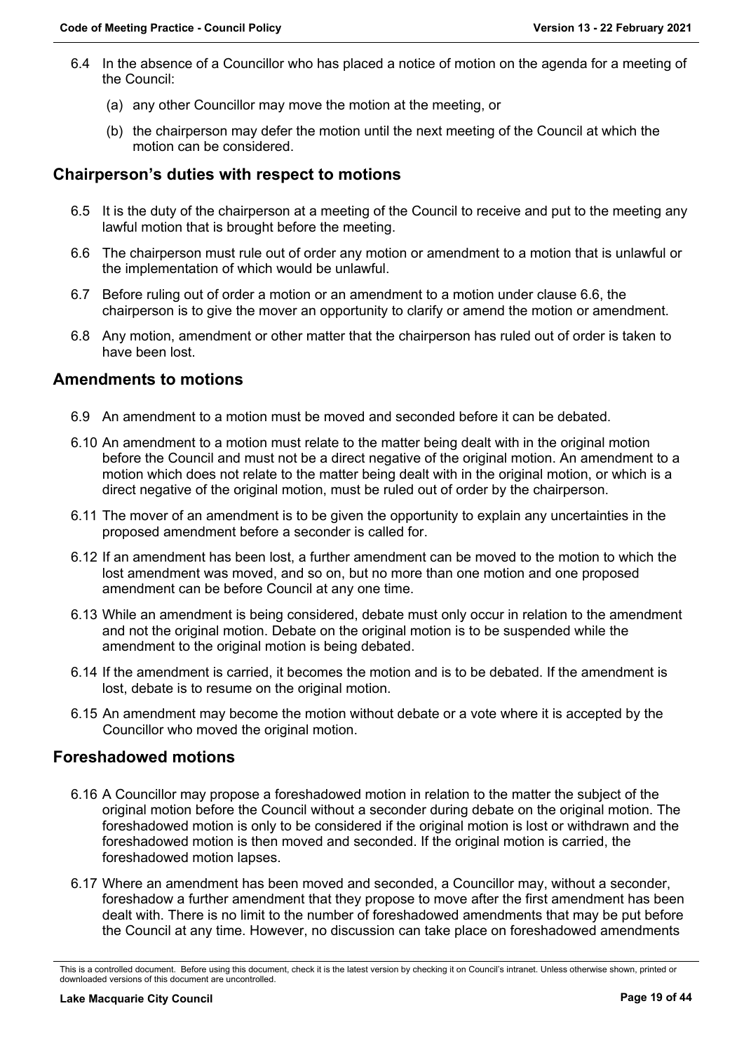6.4 In the absence of a Councillor who has placed a notice of motion on the agenda for a meeting of the Council:

(a) any other Councillor may move the motion at the meeting, or

(b) the chairperson may defer the motion until the next meeting of the Council at which the motion can be considered.

## Chairperson's duties with respect to motions

6.5 It is the duty of the chairperson at a meeting of the Council to receive and put to the meeting any lawful motion that is brought before the meeting.

6.6 The chairperson must rule out of order any motion or amendment to a motion that is unlawful or the implementation of which would be unlawful.

6.7 Before ruling out of order a motion or an amendment to a motion under clause 6.6, the chairperson is to give the mover an opportunity to clarify or amend the motion or amendment.

6.8 Any motion, amendment or other matter that the chairperson has ruled out of order is taken to have been lost.

## Amendments to motions

6.9 An amendment to a motion must be moved and seconded before it can be debated.

6.10 An amendment to a motion must relate to the matter being dealt with in the original motion before the Council and must not be a direct negative of the original motion. An amendment to a motion which does not relate to the matter being dealt with in the original motion, or which is a direct negative of the original motion, must be ruled out of order by the chairperson.

6.11 The mover of an amendment is to be given the opportunity to explain any uncertainties in the proposed amendment before a seconder is called for.

6.12 If an amendment has been lost, a further amendment can be moved to the motion to which the lost amendment was moved, and so on, but no more than one motion and one proposed amendment can be before Council at any one time.

6.13 While an amendment is being considered, debate must only occur in relation to the amendment and not the original motion. Debate on the original motion is to be suspended while the amendment to the original motion is being debated.

6.14 If the amendment is carried, it becomes the motion and is to be debated. If the amendment is lost, debate is to resume on the original motion.

6.15 An amendment may become the motion without debate or a vote where it is accepted by the Councillor who moved the original motion.

## Foreshadowed motions

6.16 A Councillor may propose a foreshadowed motion in relation to the matter the subject of the original motion before the Council without a seconder during debate on the original motion. The foreshadowed motion is only to be considered if the original motion is lost or withdrawn and the foreshadowed motion is then moved and seconded. If the original motion is carried, the foreshadowed motion lapses.

6.17 Where an amendment has been moved and seconded, a Councillor may, without a seconder, foreshadow a further amendment that they propose to move after the first amendment has been dealt with. There is no limit to the number of foreshadowed amendments that may be put before the Council at any time. However, no discussion can take place on foreshadowed amendments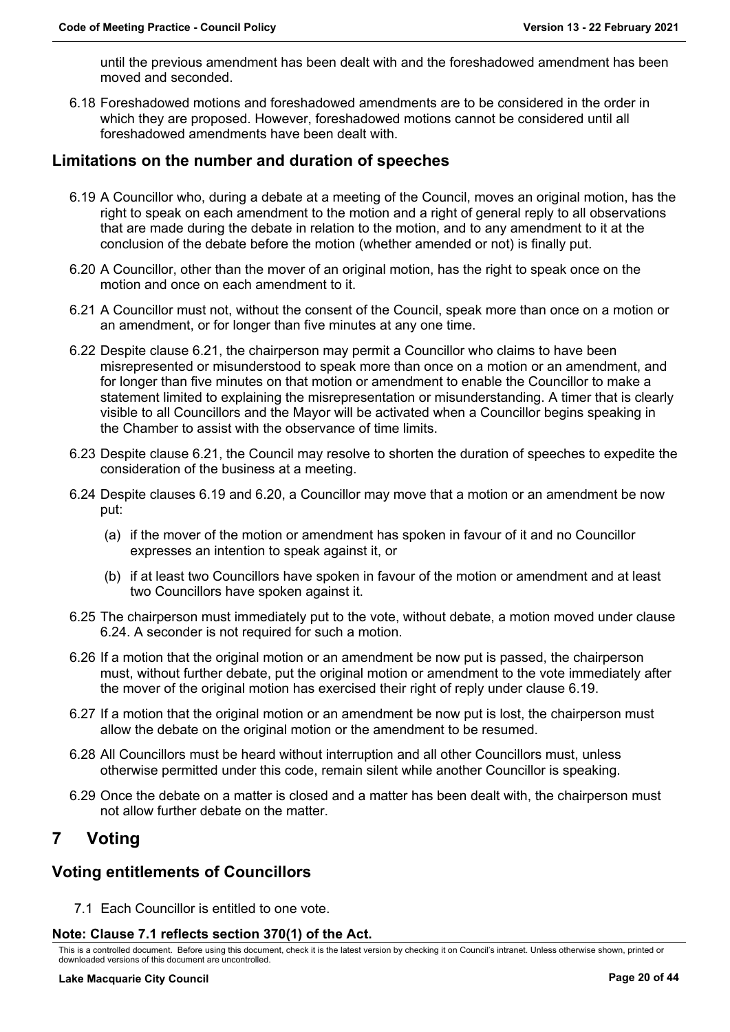until the previous amendment has been dealt with and the foreshadowed amendment has been moved and seconded.

6.18 Foreshadowed motions and foreshadowed amendments are to be considered in the order in which they are proposed. However, foreshadowed motions cannot be considered until all foreshadowed amendments have been dealt with.

## Limitations on the number and duration of speeches

6.19 A Councillor who, during a debate at a meeting of the Council, moves an original motion, has the right to speak on each amendment to the motion and a right of general reply to all observations that are made during the debate in relation to the motion, and to any amendment to it at the conclusion of the debate before the motion (whether amended or not) is finally put.

6.20 A Councillor, other than the mover of an original motion, has the right to speak once on the motion and once on each amendment to it.

6.21 A Councillor must not, without the consent of the Council, speak more than once on a motion or an amendment, or for longer than five minutes at any one time.

6.22 Despite clause 6.21, the chairperson may permit a Councillor who claims to have been misrepresented or misunderstood to speak more than once on a motion or an amendment, and for longer than five minutes on that motion or amendment to enable the Councillor to make a statement limited to explaining the misrepresentation or misunderstanding. A timer that is clearly visible to all Councillors and the Mayor will be activated when a Councillor begins speaking in the Chamber to assist with the observance of time limits.

6.23 Despite clause 6.21, the Council may resolve to shorten the duration of speeches to expedite the consideration of the business at a meeting.

6.24 Despite clauses 6.19 and 6.20, a Councillor may move that a motion or an amendment be now put:

(a) if the mover of the motion or amendment has spoken in favour of it and no Councillor expresses an intention to speak against it, or

(b) if at least two Councillors have spoken in favour of the motion or amendment and at least two Councillors have spoken against it.

6.25 The chairperson must immediately put to the vote, without debate, a motion moved under clause 6.24. A seconder is not required for such a motion.

6.26 If a motion that the original motion or an amendment be now put is passed, the chairperson must, without further debate, put the original motion or amendment to the vote immediately after the mover of the original motion has exercised their right of reply under clause 6.19.

6.27 If a motion that the original motion or an amendment be now put is lost, the chairperson must allow the debate on the original motion or the amendment to be resumed.

6.28 All Councillors must be heard without interruption and all other Councillors must, unless otherwise permitted under this code, remain silent while another Councillor is speaking.

6.29 Once the debate on a matter is closed and a matter has been dealt with, the chairperson must not allow further debate on the matter.

# 7 Voting

## Voting entitlements of Councillors

7.1 Each Councillor is entitled to one vote.

**Note: Clause 7.1 reflects section 370(1) of the Act.**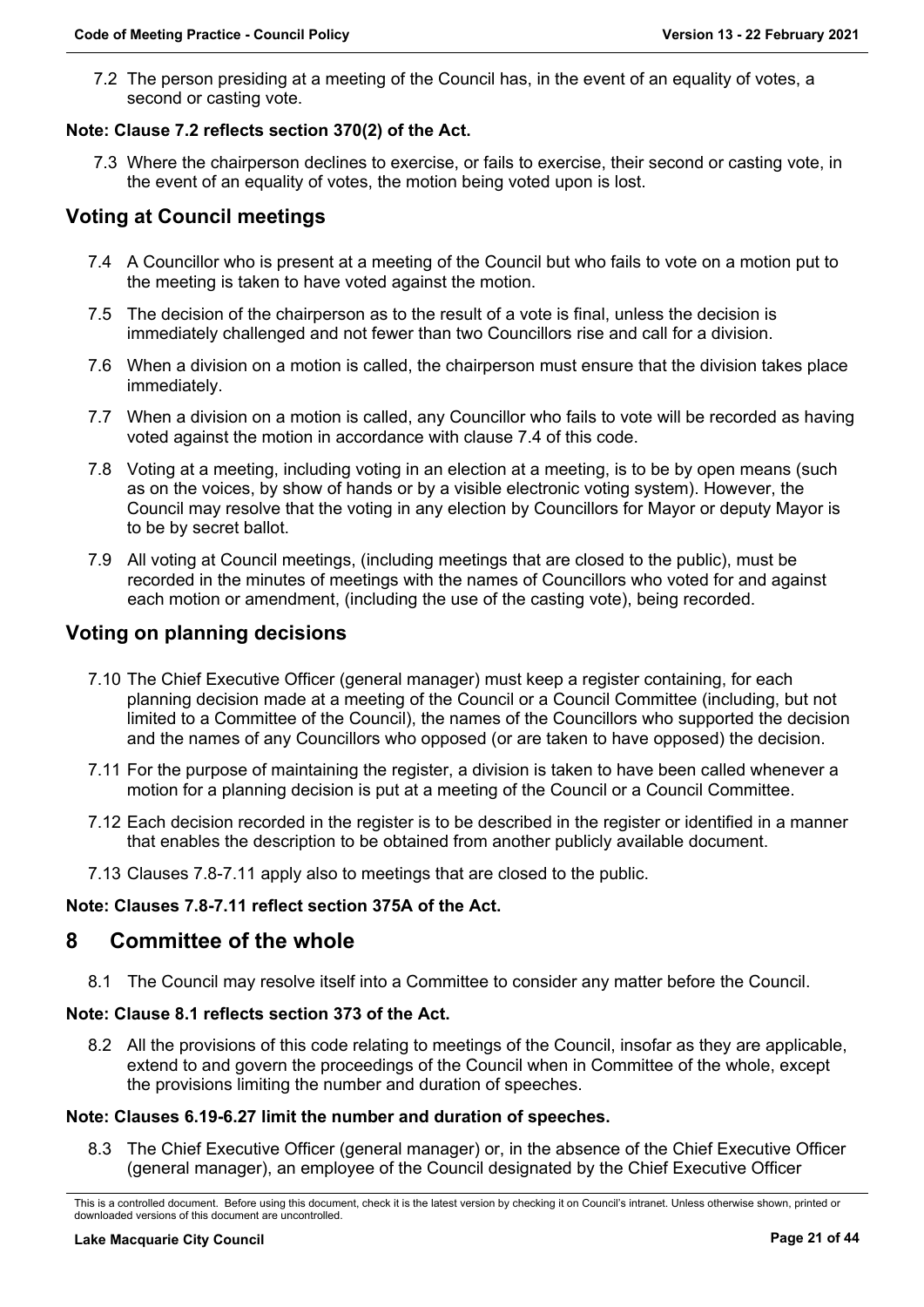7.2 The person presiding at a meeting of the Council has, in the event of an equality of votes, a second or casting vote.

**Note: Clause 7.2 reflects section 370(2) of the Act.**

7.3 Where the chairperson declines to exercise, or fails to exercise, their second or casting vote, in the event of an equality of votes, the motion being voted upon is lost.

## Voting at Council meetings

7.4 A Councillor who is present at a meeting of the Council but who fails to vote on a motion put to the meeting is taken to have voted against the motion.

7.5 The decision of the chairperson as to the result of a vote is final, unless the decision is immediately challenged and not fewer than two Councillors rise and call for a division.

7.6 When a division on a motion is called, the chairperson must ensure that the division takes place immediately.

7.7 When a division on a motion is called, any Councillor who fails to vote will be recorded as having voted against the motion in accordance with clause 7.4 of this code.

7.8 Voting at a meeting, including voting in an election at a meeting, is to be by open means (such as on the voices, by show of hands or by a visible electronic voting system). However, the Council may resolve that the voting in any election by Councillors for Mayor or deputy Mayor is to be by secret ballot.

7.9 All voting at Council meetings, (including meetings that are closed to the public), must be recorded in the minutes of meetings with the names of Councillors who voted for and against each motion or amendment, (including the use of the casting vote), being recorded.

## Voting on planning decisions

7.10 The Chief Executive Officer (general manager) must keep a register containing, for each planning decision made at a meeting of the Council or a Council Committee (including, but not limited to a Committee of the Council), the names of the Councillors who supported the decision and the names of any Councillors who opposed (or are taken to have opposed) the decision.

7.11 For the purpose of maintaining the register, a division is taken to have been called whenever a motion for a planning decision is put at a meeting of the Council or a Council Committee.

7.12 Each decision recorded in the register is to be described in the register or identified in a manner that enables the description to be obtained from another publicly available document.

7.13 Clauses 7.8-7.11 apply also to meetings that are closed to the public.

**Note: Clauses 7.8-7.11 reflect section 375A of the Act.**

# 8 Committee of the whole

8.1 The Council may resolve itself into a Committee to consider any matter before the Council.

**Note: Clause 8.1 reflects section 373 of the Act.**

8.2 All the provisions of this code relating to meetings of the Council, insofar as they are applicable, extend to and govern the proceedings of the Council when in Committee of the whole, except the provisions limiting the number and duration of speeches.

**Note: Clauses 6.19-6.27 limit the number and duration of speeches.**

8.3 The Chief Executive Officer (general manager) or, in the absence of the Chief Executive Officer (general manager), an employee of the Council designated by the Chief Executive Officer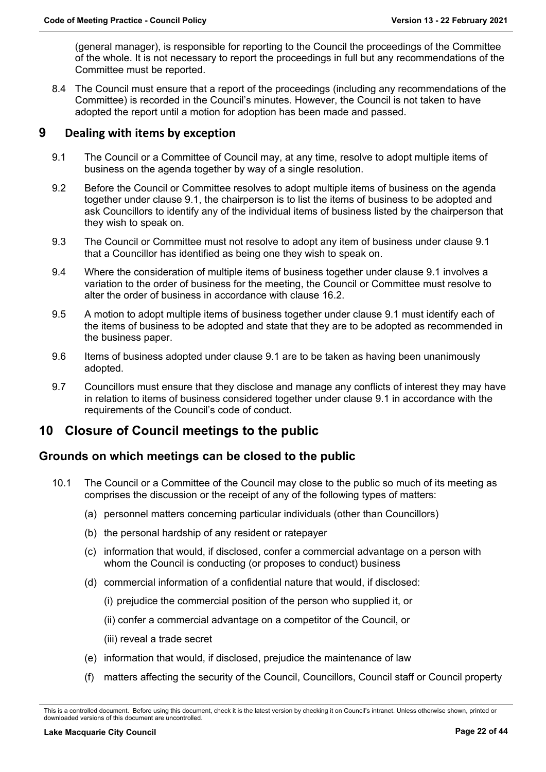(general manager), is responsible for reporting to the Council the proceedings of the Committee of the whole. It is not necessary to report the proceedings in full but any recommendations of the Committee must be reported.

8.4 The Council must ensure that a report of the proceedings (including any recommendations of the Committee) is recorded in the Council's minutes. However, the Council is not taken to have adopted the report until a motion for adoption has been made and passed.

# 9 Dealing with items by exception

9.1 The Council or a Committee of Council may, at any time, resolve to adopt multiple items of business on the agenda together by way of a single resolution.

9.2 Before the Council or Committee resolves to adopt multiple items of business on the agenda together under clause 9.1, the chairperson is to list the items of business to be adopted and ask Councillors to identify any of the individual items of business listed by the chairperson that they wish to speak on.

9.3 The Council or Committee must not resolve to adopt any item of business under clause 9.1 that a Councillor has identified as being one they wish to speak on.

9.4 Where the consideration of multiple items of business together under clause 9.1 involves a variation to the order of business for the meeting, the Council or Committee must resolve to alter the order of business in accordance with clause 16.2.

9.5 A motion to adopt multiple items of business together under clause 9.1 must identify each of the items of business to be adopted and state that they are to be adopted as recommended in the business paper.

9.6 Items of business adopted under clause 9.1 are to be taken as having been unanimously adopted.

9.7 Councillors must ensure that they disclose and manage any conflicts of interest they may have in relation to items of business considered together under clause 9.1 in accordance with the requirements of the Council's code of conduct.

# 10 Closure of Council meetings to the public

## Grounds on which meetings can be closed to the public

10.1 The Council or a Committee of the Council may close to the public so much of its meeting as comprises the discussion or the receipt of any of the following types of matters:

(a) personnel matters concerning particular individuals (other than Councillors)

(b) the personal hardship of any resident or ratepayer

(c) information that would, if disclosed, confer a commercial advantage on a person with whom the Council is conducting (or proposes to conduct) business

(d) commercial information of a confidential nature that would, if disclosed:

(i) prejudice the commercial position of the person who supplied it, or

(ii) confer a commercial advantage on a competitor of the Council, or

(iii) reveal a trade secret

(e) information that would, if disclosed, prejudice the maintenance of law

(f) matters affecting the security of the Council, Councillors, Council staff or Council property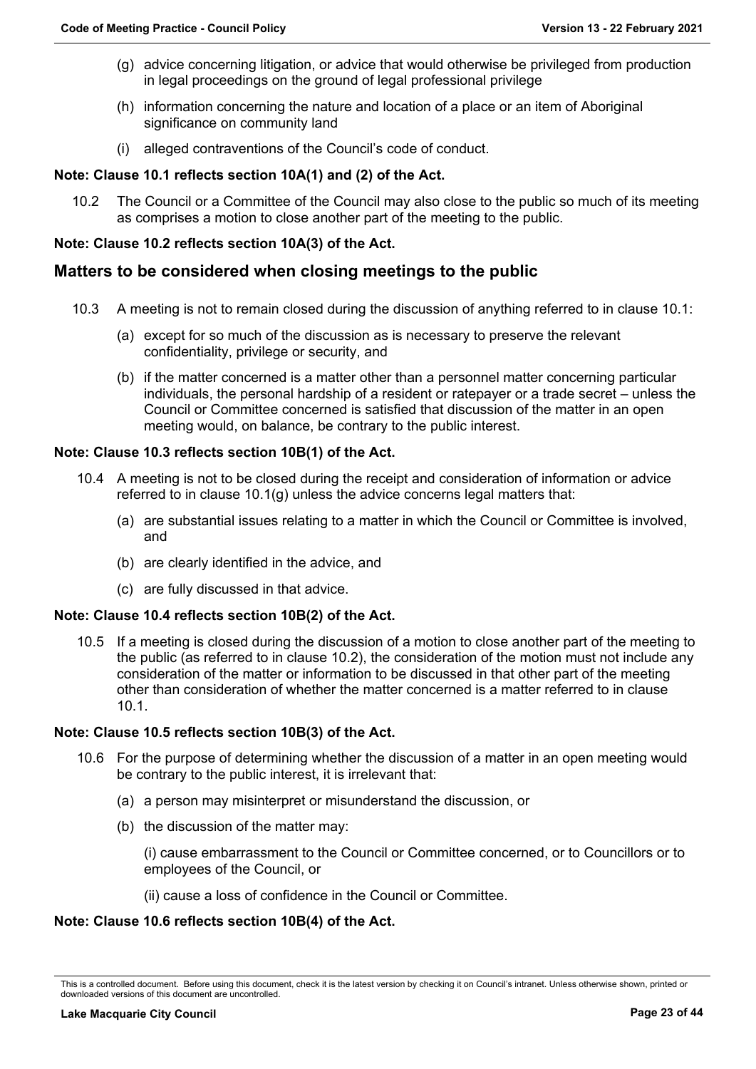(g) advice concerning litigation, or advice that would otherwise be privileged from production in legal proceedings on the ground of legal professional privilege

(h) information concerning the nature and location of a place or an item of Aboriginal significance on community land

(i) alleged contraventions of the Council's code of conduct.

**Note: Clause 10.1 reflects section 10A(1) and (2) of the Act.**

10.2 The Council or a Committee of the Council may also close to the public so much of its meeting as comprises a motion to close another part of the meeting to the public.

**Note: Clause 10.2 reflects section 10A(3) of the Act.**

## Matters to be considered when closing meetings to the public

10.3 A meeting is not to remain closed during the discussion of anything referred to in clause 10.1:

(a) except for so much of the discussion as is necessary to preserve the relevant confidentiality, privilege or security, and

(b) if the matter concerned is a matter other than a personnel matter concerning particular individuals, the personal hardship of a resident or ratepayer or a trade secret – unless the Council or Committee concerned is satisfied that discussion of the matter in an open meeting would, on balance, be contrary to the public interest.

**Note: Clause 10.3 reflects section 10B(1) of the Act.**

10.4 A meeting is not to be closed during the receipt and consideration of information or advice referred to in clause 10.1(g) unless the advice concerns legal matters that:

(a) are substantial issues relating to a matter in which the Council or Committee is involved, and

(b) are clearly identified in the advice, and

(c) are fully discussed in that advice.

**Note: Clause 10.4 reflects section 10B(2) of the Act.**

10.5 If a meeting is closed during the discussion of a motion to close another part of the meeting to the public (as referred to in clause 10.2), the consideration of the motion must not include any consideration of the matter or information to be discussed in that other part of the meeting other than consideration of whether the matter concerned is a matter referred to in clause 10.1.

**Note: Clause 10.5 reflects section 10B(3) of the Act.**

10.6 For the purpose of determining whether the discussion of a matter in an open meeting would be contrary to the public interest, it is irrelevant that:

(a) a person may misinterpret or misunderstand the discussion, or

(b) the discussion of the matter may:

(i) cause embarrassment to the Council or Committee concerned, or to Councillors or to employees of the Council, or

(ii) cause a loss of confidence in the Council or Committee.

**Note: Clause 10.6 reflects section 10B(4) of the Act.**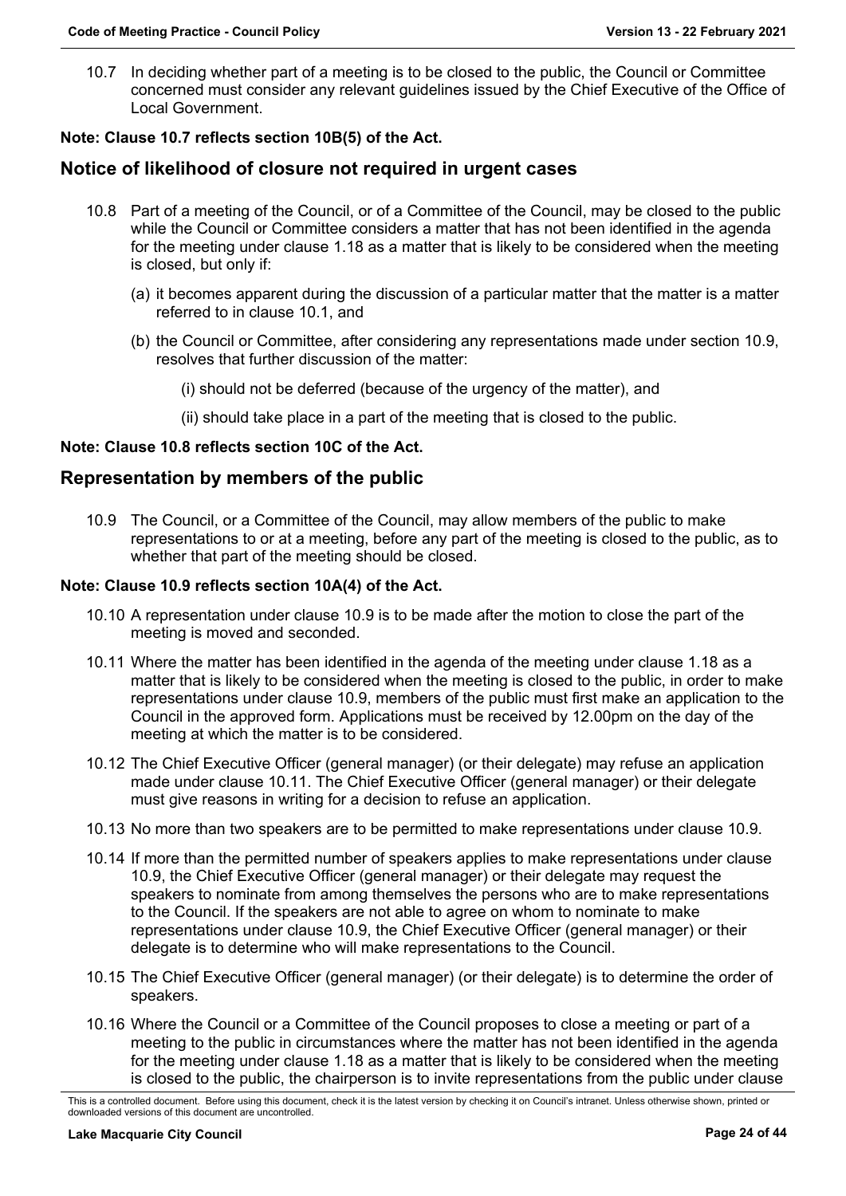10.7 In deciding whether part of a meeting is to be closed to the public, the Council or Committee concerned must consider any relevant guidelines issued by the Chief Executive of the Office of Local Government.

**Note: Clause 10.7 reflects section 10B(5) of the Act.**

## Notice of likelihood of closure not required in urgent cases

10.8 Part of a meeting of the Council, or of a Committee of the Council, may be closed to the public while the Council or Committee considers a matter that has not been identified in the agenda for the meeting under clause 1.18 as a matter that is likely to be considered when the meeting is closed, but only if:

(a) it becomes apparent during the discussion of a particular matter that the matter is a matter referred to in clause 10.1, and

(b) the Council or Committee, after considering any representations made under section 10.9, resolves that further discussion of the matter:

(i) should not be deferred (because of the urgency of the matter), and

(ii) should take place in a part of the meeting that is closed to the public.

**Note: Clause 10.8 reflects section 10C of the Act.**

## Representation by members of the public

10.9 The Council, or a Committee of the Council, may allow members of the public to make representations to or at a meeting, before any part of the meeting is closed to the public, as to whether that part of the meeting should be closed.

**Note: Clause 10.9 reflects section 10A(4) of the Act.**

10.10 A representation under clause 10.9 is to be made after the motion to close the part of the meeting is moved and seconded.

10.11 Where the matter has been identified in the agenda of the meeting under clause 1.18 as a matter that is likely to be considered when the meeting is closed to the public, in order to make representations under clause 10.9, members of the public must first make an application to the Council in the approved form. Applications must be received by 12.00pm on the day of the meeting at which the matter is to be considered.

10.12 The Chief Executive Officer (general manager) (or their delegate) may refuse an application made under clause 10.11. The Chief Executive Officer (general manager) or their delegate must give reasons in writing for a decision to refuse an application.

10.13 No more than two speakers are to be permitted to make representations under clause 10.9.

10.14 If more than the permitted number of speakers applies to make representations under clause 10.9, the Chief Executive Officer (general manager) or their delegate may request the speakers to nominate from among themselves the persons who are to make representations to the Council. If the speakers are not able to agree on whom to nominate to make representations under clause 10.9, the Chief Executive Officer (general manager) or their delegate is to determine who will make representations to the Council.

10.15 The Chief Executive Officer (general manager) (or their delegate) is to determine the order of speakers.

10.16 Where the Council or a Committee of the Council proposes to close a meeting or part of a meeting to the public in circumstances where the matter has not been identified in the agenda for the meeting under clause 1.18 as a matter that is likely to be considered when the meeting is closed to the public, the chairperson is to invite representations from the public under clause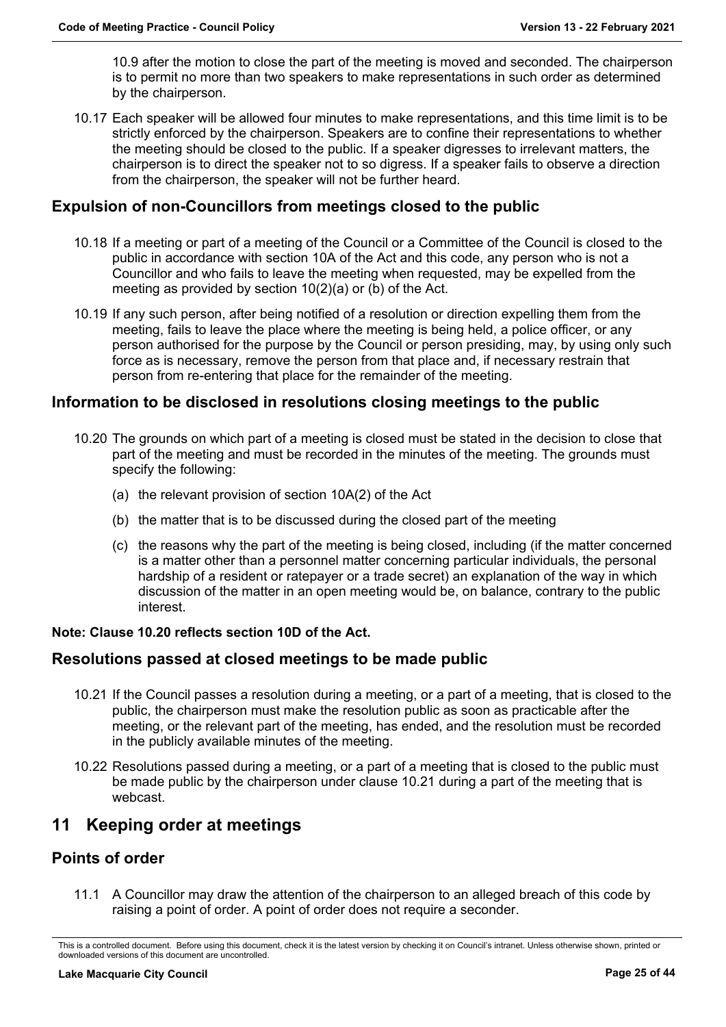10.9 after the motion to close the part of the meeting is moved and seconded. The chairperson is to permit no more than two speakers to make representations in such order as determined by the chairperson.

10.17 Each speaker will be allowed four minutes to make representations, and this time limit is to be strictly enforced by the chairperson. Speakers are to confine their representations to whether the meeting should be closed to the public. If a speaker digresses to irrelevant matters, the chairperson is to direct the speaker not to so digress. If a speaker fails to observe a direction from the chairperson, the speaker will not be further heard.

## Expulsion of non-Councillors from meetings closed to the public

10.18 If a meeting or part of a meeting of the Council or a Committee of the Council is closed to the public in accordance with section 10A of the Act and this code, any person who is not a Councillor and who fails to leave the meeting when requested, may be expelled from the meeting as provided by section 10(2)(a) or (b) of the Act.

10.19 If any such person, after being notified of a resolution or direction expelling them from the meeting, fails to leave the place where the meeting is being held, a police officer, or any person authorised for the purpose by the Council or person presiding, may, by using only such force as is necessary, remove the person from that place and, if necessary restrain that person from re-entering that place for the remainder of the meeting.

## Information to be disclosed in resolutions closing meetings to the public

10.20 The grounds on which part of a meeting is closed must be stated in the decision to close that part of the meeting and must be recorded in the minutes of the meeting. The grounds must specify the following:

(a) the relevant provision of section 10A(2) of the Act

(b) the matter that is to be discussed during the closed part of the meeting

(c) the reasons why the part of the meeting is being closed, including (if the matter concerned is a matter other than a personnel matter concerning particular individuals, the personal hardship of a resident or ratepayer or a trade secret) an explanation of the way in which discussion of the matter in an open meeting would be, on balance, contrary to the public interest.

**Note: Clause 10.20 reflects section 10D of the Act.**

## Resolutions passed at closed meetings to be made public

10.21 If the Council passes a resolution during a meeting, or a part of a meeting, that is closed to the public, the chairperson must make the resolution public as soon as practicable after the meeting, or the relevant part of the meeting, has ended, and the resolution must be recorded in the publicly available minutes of the meeting.

10.22 Resolutions passed during a meeting, or a part of a meeting that is closed to the public must be made public by the chairperson under clause 10.21 during a part of the meeting that is webcast.

# 11 Keeping order at meetings

## Points of order

11.1 A Councillor may draw the attention of the chairperson to an alleged breach of this code by raising a point of order. A point of order does not require a seconder.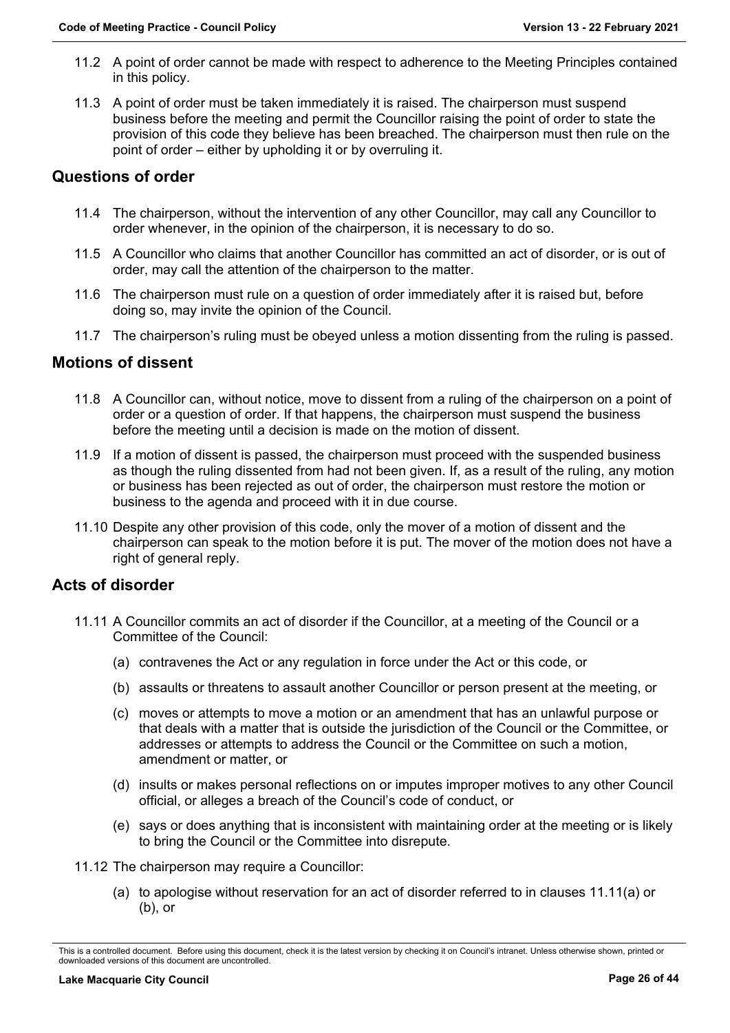11.2 A point of order cannot be made with respect to adherence to the Meeting Principles contained in this policy.

11.3 A point of order must be taken immediately it is raised. The chairperson must suspend business before the meeting and permit the Councillor raising the point of order to state the provision of this code they believe has been breached. The chairperson must then rule on the point of order – either by upholding it or by overruling it.

## Questions of order

11.4 The chairperson, without the intervention of any other Councillor, may call any Councillor to order whenever, in the opinion of the chairperson, it is necessary to do so.

11.5 A Councillor who claims that another Councillor has committed an act of disorder, or is out of order, may call the attention of the chairperson to the matter.

11.6 The chairperson must rule on a question of order immediately after it is raised but, before doing so, may invite the opinion of the Council.

11.7 The chairperson's ruling must be obeyed unless a motion dissenting from the ruling is passed.

## Motions of dissent

11.8 A Councillor can, without notice, move to dissent from a ruling of the chairperson on a point of order or a question of order. If that happens, the chairperson must suspend the business before the meeting until a decision is made on the motion of dissent.

11.9 If a motion of dissent is passed, the chairperson must proceed with the suspended business as though the ruling dissented from had not been given. If, as a result of the ruling, any motion or business has been rejected as out of order, the chairperson must restore the motion or business to the agenda and proceed with it in due course.

11.10 Despite any other provision of this code, only the mover of a motion of dissent and the chairperson can speak to the motion before it is put. The mover of the motion does not have a right of general reply.

## Acts of disorder

11.11 A Councillor commits an act of disorder if the Councillor, at a meeting of the Council or a Committee of the Council:

(a) contravenes the Act or any regulation in force under the Act or this code, or

(b) assaults or threatens to assault another Councillor or person present at the meeting, or

(c) moves or attempts to move a motion or an amendment that has an unlawful purpose or that deals with a matter that is outside the jurisdiction of the Council or the Committee, or addresses or attempts to address the Council or the Committee on such a motion, amendment or matter, or

(d) insults or makes personal reflections on or imputes improper motives to any other Council official, or alleges a breach of the Council's code of conduct, or

(e) says or does anything that is inconsistent with maintaining order at the meeting or is likely to bring the Council or the Committee into disrepute.

11.12 The chairperson may require a Councillor:

(a) to apologise without reservation for an act of disorder referred to in clauses 11.11(a) or (b), or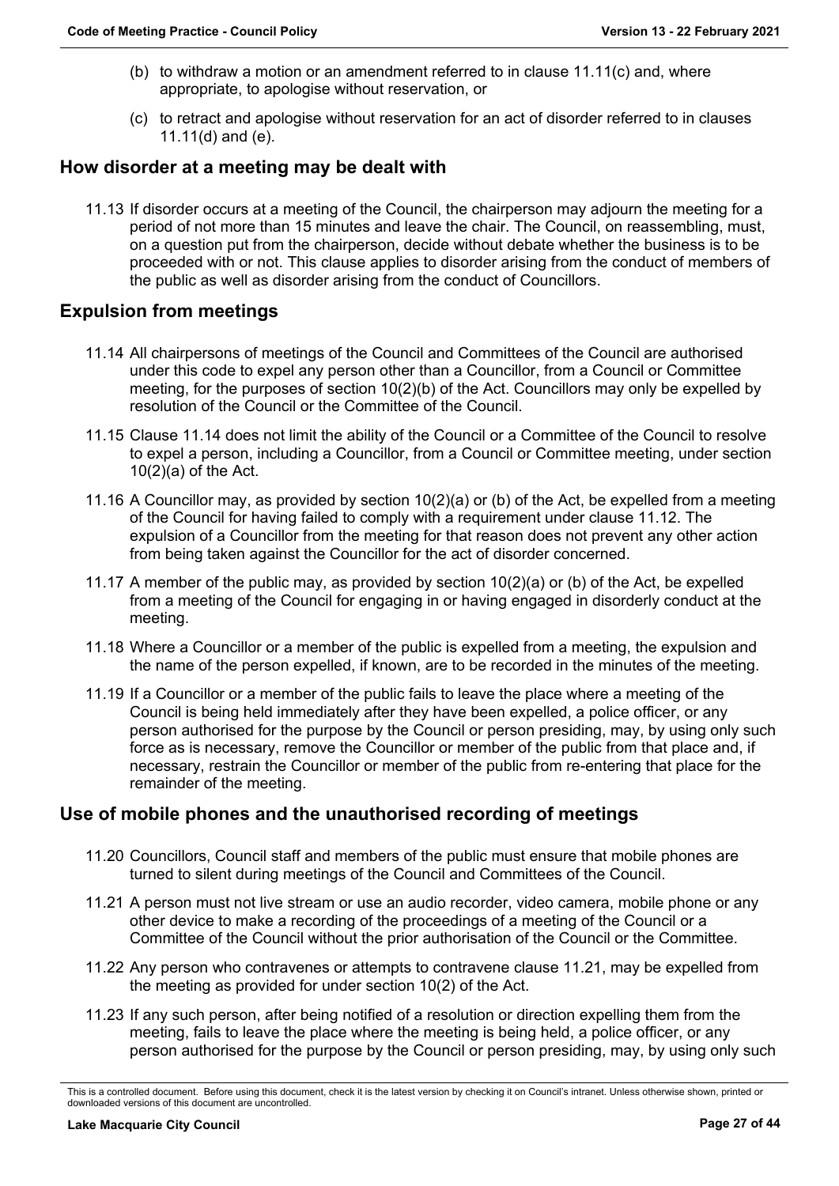(b) to withdraw a motion or an amendment referred to in clause 11.11(c) and, where appropriate, to apologise without reservation, or

(c) to retract and apologise without reservation for an act of disorder referred to in clauses 11.11(d) and (e).

## How disorder at a meeting may be dealt with

11.13 If disorder occurs at a meeting of the Council, the chairperson may adjourn the meeting for a period of not more than 15 minutes and leave the chair. The Council, on reassembling, must, on a question put from the chairperson, decide without debate whether the business is to be proceeded with or not. This clause applies to disorder arising from the conduct of members of the public as well as disorder arising from the conduct of Councillors.

## Expulsion from meetings

11.14 All chairpersons of meetings of the Council and Committees of the Council are authorised under this code to expel any person other than a Councillor, from a Council or Committee meeting, for the purposes of section 10(2)(b) of the Act. Councillors may only be expelled by resolution of the Council or the Committee of the Council.

11.15 Clause 11.14 does not limit the ability of the Council or a Committee of the Council to resolve to expel a person, including a Councillor, from a Council or Committee meeting, under section 10(2)(a) of the Act.

11.16 A Councillor may, as provided by section 10(2)(a) or (b) of the Act, be expelled from a meeting of the Council for having failed to comply with a requirement under clause 11.12. The expulsion of a Councillor from the meeting for that reason does not prevent any other action from being taken against the Councillor for the act of disorder concerned.

11.17 A member of the public may, as provided by section 10(2)(a) or (b) of the Act, be expelled from a meeting of the Council for engaging in or having engaged in disorderly conduct at the meeting.

11.18 Where a Councillor or a member of the public is expelled from a meeting, the expulsion and the name of the person expelled, if known, are to be recorded in the minutes of the meeting.

11.19 If a Councillor or a member of the public fails to leave the place where a meeting of the Council is being held immediately after they have been expelled, a police officer, or any person authorised for the purpose by the Council or person presiding, may, by using only such force as is necessary, remove the Councillor or member of the public from that place and, if necessary, restrain the Councillor or member of the public from re-entering that place for the remainder of the meeting.

## Use of mobile phones and the unauthorised recording of meetings

11.20 Councillors, Council staff and members of the public must ensure that mobile phones are turned to silent during meetings of the Council and Committees of the Council.

11.21 A person must not live stream or use an audio recorder, video camera, mobile phone or any other device to make a recording of the proceedings of a meeting of the Council or a Committee of the Council without the prior authorisation of the Council or the Committee.

11.22 Any person who contravenes or attempts to contravene clause 11.21, may be expelled from the meeting as provided for under section 10(2) of the Act.

11.23 If any such person, after being notified of a resolution or direction expelling them from the meeting, fails to leave the place where the meeting is being held, a police officer, or any person authorised for the purpose by the Council or person presiding, may, by using only such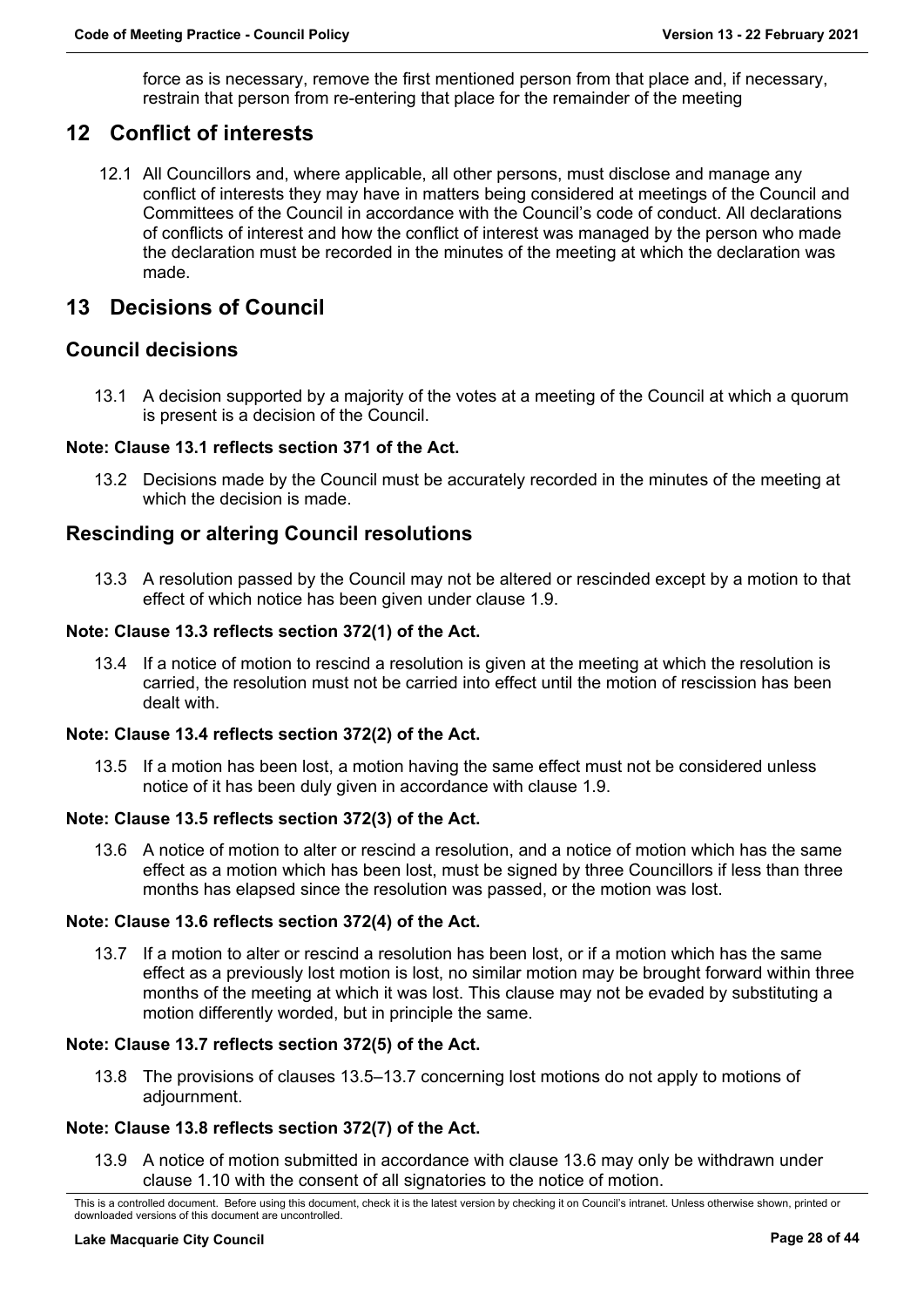force as is necessary, remove the first mentioned person from that place and, if necessary, restrain that person from re-entering that place for the remainder of the meeting

# 12 Conflict of interests

12.1 All Councillors and, where applicable, all other persons, must disclose and manage any conflict of interests they may have in matters being considered at meetings of the Council and Committees of the Council in accordance with the Council's code of conduct. All declarations of conflicts of interest and how the conflict of interest was managed by the person who made the declaration must be recorded in the minutes of the meeting at which the declaration was made.

# 13 Decisions of Council

## Council decisions

13.1 A decision supported by a majority of the votes at a meeting of the Council at which a quorum is present is a decision of the Council.

**Note: Clause 13.1 reflects section 371 of the Act.**

13.2 Decisions made by the Council must be accurately recorded in the minutes of the meeting at which the decision is made.

## Rescinding or altering Council resolutions

13.3 A resolution passed by the Council may not be altered or rescinded except by a motion to that effect of which notice has been given under clause 1.9.

**Note: Clause 13.3 reflects section 372(1) of the Act.**

13.4 If a notice of motion to rescind a resolution is given at the meeting at which the resolution is carried, the resolution must not be carried into effect until the motion of rescission has been dealt with.

**Note: Clause 13.4 reflects section 372(2) of the Act.**

13.5 If a motion has been lost, a motion having the same effect must not be considered unless notice of it has been duly given in accordance with clause 1.9.

**Note: Clause 13.5 reflects section 372(3) of the Act.**

13.6 A notice of motion to alter or rescind a resolution, and a notice of motion which has the same effect as a motion which has been lost, must be signed by three Councillors if less than three months has elapsed since the resolution was passed, or the motion was lost.

**Note: Clause 13.6 reflects section 372(4) of the Act.**

13.7 If a motion to alter or rescind a resolution has been lost, or if a motion which has the same effect as a previously lost motion is lost, no similar motion may be brought forward within three months of the meeting at which it was lost. This clause may not be evaded by substituting a motion differently worded, but in principle the same.

**Note: Clause 13.7 reflects section 372(5) of the Act.**

13.8 The provisions of clauses 13.5–13.7 concerning lost motions do not apply to motions of adjournment.

**Note: Clause 13.8 reflects section 372(7) of the Act.**

13.9 A notice of motion submitted in accordance with clause 13.6 may only be withdrawn under clause 1.10 with the consent of all signatories to the notice of motion.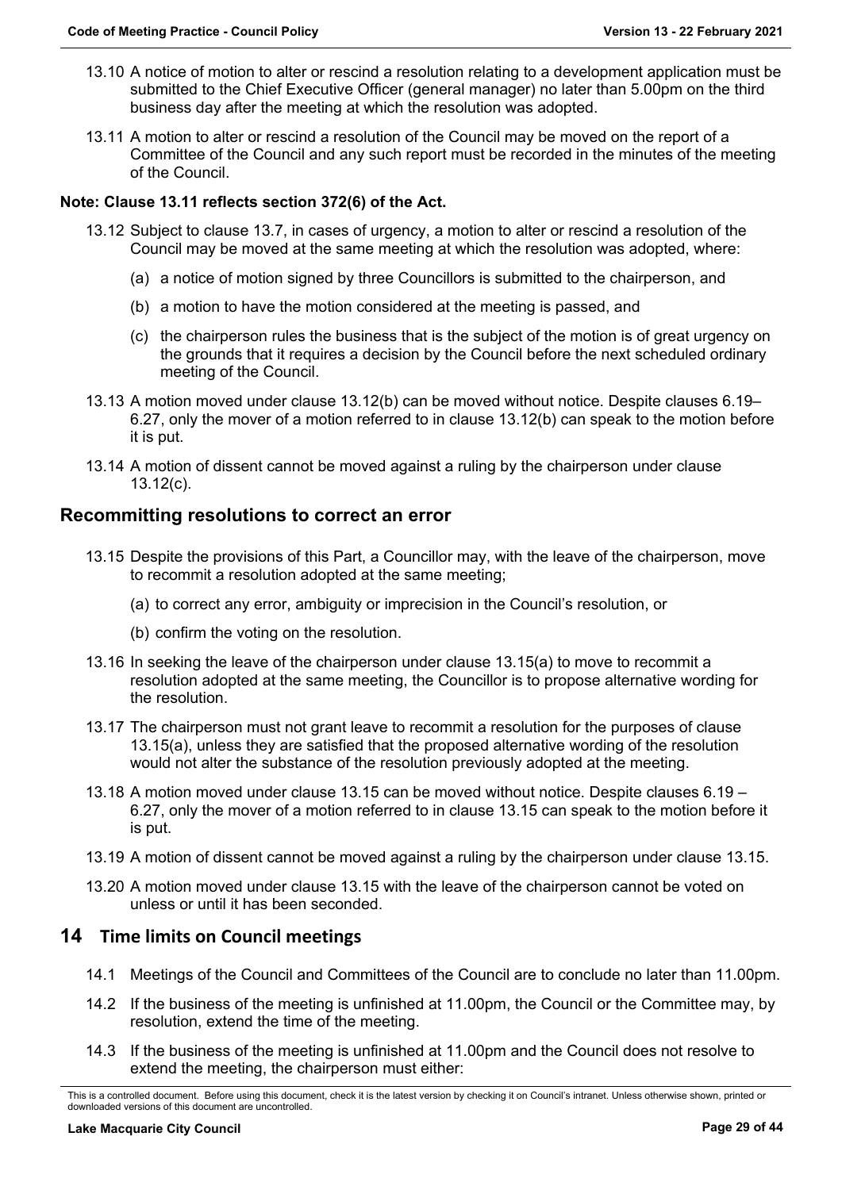13.10 A notice of motion to alter or rescind a resolution relating to a development application must be submitted to the Chief Executive Officer (general manager) no later than 5.00pm on the third business day after the meeting at which the resolution was adopted.

13.11 A motion to alter or rescind a resolution of the Council may be moved on the report of a Committee of the Council and any such report must be recorded in the minutes of the meeting of the Council.

**Note: Clause 13.11 reflects section 372(6) of the Act.**

13.12 Subject to clause 13.7, in cases of urgency, a motion to alter or rescind a resolution of the Council may be moved at the same meeting at which the resolution was adopted, where:

(a) a notice of motion signed by three Councillors is submitted to the chairperson, and

(b) a motion to have the motion considered at the meeting is passed, and

(c) the chairperson rules the business that is the subject of the motion is of great urgency on the grounds that it requires a decision by the Council before the next scheduled ordinary meeting of the Council.

13.13 A motion moved under clause 13.12(b) can be moved without notice. Despite clauses 6.19–6.27, only the mover of a motion referred to in clause 13.12(b) can speak to the motion before it is put.

13.14 A motion of dissent cannot be moved against a ruling by the chairperson under clause 13.12(c).

## Recommitting resolutions to correct an error

13.15 Despite the provisions of this Part, a Councillor may, with the leave of the chairperson, move to recommit a resolution adopted at the same meeting;

(a) to correct any error, ambiguity or imprecision in the Council's resolution, or

(b) confirm the voting on the resolution.

13.16 In seeking the leave of the chairperson under clause 13.15(a) to move to recommit a resolution adopted at the same meeting, the Councillor is to propose alternative wording for the resolution.

13.17 The chairperson must not grant leave to recommit a resolution for the purposes of clause 13.15(a), unless they are satisfied that the proposed alternative wording of the resolution would not alter the substance of the resolution previously adopted at the meeting.

13.18 A motion moved under clause 13.15 can be moved without notice. Despite clauses 6.19 – 6.27, only the mover of a motion referred to in clause 13.15 can speak to the motion before it is put.

13.19 A motion of dissent cannot be moved against a ruling by the chairperson under clause 13.15.

13.20 A motion moved under clause 13.15 with the leave of the chairperson cannot be voted on unless or until it has been seconded.

# 14 Time limits on Council meetings

14.1 Meetings of the Council and Committees of the Council are to conclude no later than 11.00pm.

14.2 If the business of the meeting is unfinished at 11.00pm, the Council or the Committee may, by resolution, extend the time of the meeting.

14.3 If the business of the meeting is unfinished at 11.00pm and the Council does not resolve to extend the meeting, the chairperson must either: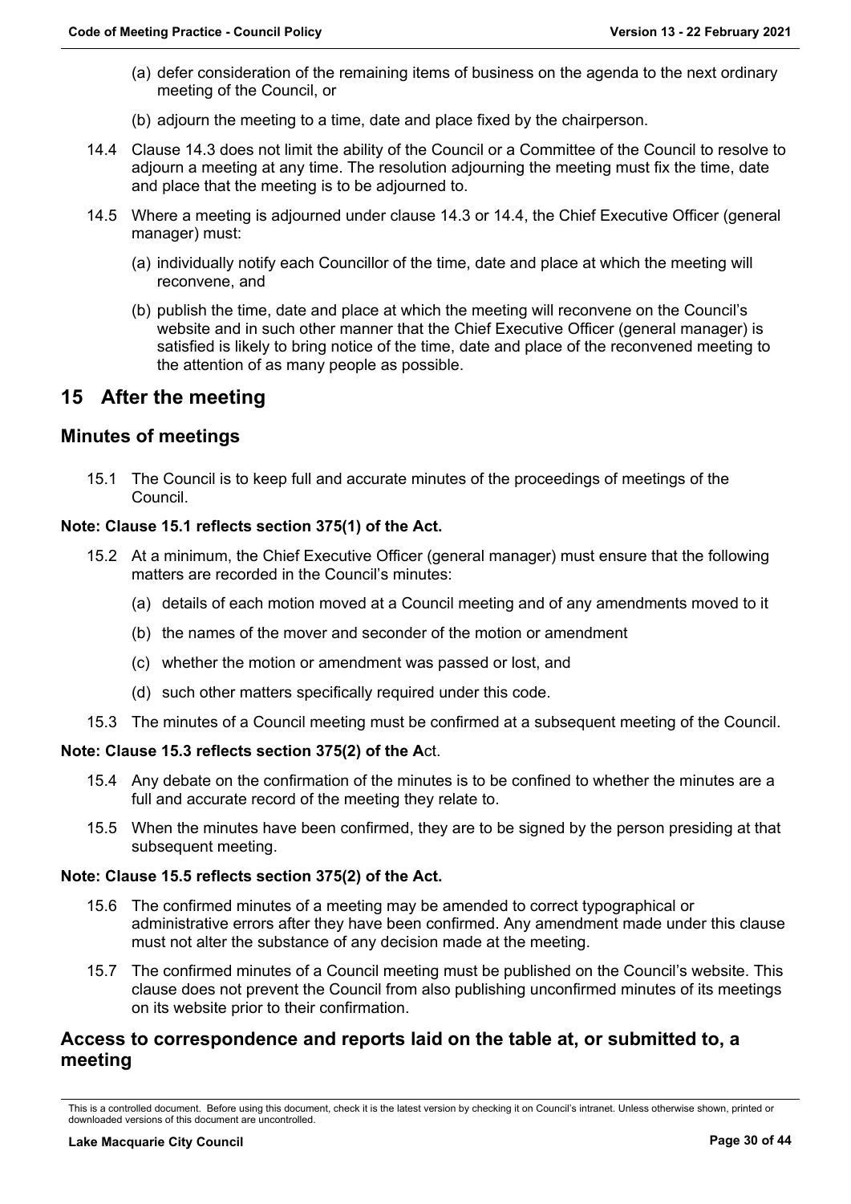(a) defer consideration of the remaining items of business on the agenda to the next ordinary meeting of the Council, or

(b) adjourn the meeting to a time, date and place fixed by the chairperson.

14.4 Clause 14.3 does not limit the ability of the Council or a Committee of the Council to resolve to adjourn a meeting at any time. The resolution adjourning the meeting must fix the time, date and place that the meeting is to be adjourned to.

14.5 Where a meeting is adjourned under clause 14.3 or 14.4, the Chief Executive Officer (general manager) must:

(a) individually notify each Councillor of the time, date and place at which the meeting will reconvene, and

(b) publish the time, date and place at which the meeting will reconvene on the Council's website and in such other manner that the Chief Executive Officer (general manager) is satisfied is likely to bring notice of the time, date and place of the reconvened meeting to the attention of as many people as possible.

# 15 After the meeting

## Minutes of meetings

15.1 The Council is to keep full and accurate minutes of the proceedings of meetings of the Council.

**Note: Clause 15.1 reflects section 375(1) of the Act.**

15.2 At a minimum, the Chief Executive Officer (general manager) must ensure that the following matters are recorded in the Council's minutes:

(a) details of each motion moved at a Council meeting and of any amendments moved to it

(b) the names of the mover and seconder of the motion or amendment

(c) whether the motion or amendment was passed or lost, and

(d) such other matters specifically required under this code.

15.3 The minutes of a Council meeting must be confirmed at a subsequent meeting of the Council.

**Note: Clause 15.3 reflects section 375(2) of the A**ct.

15.4 Any debate on the confirmation of the minutes is to be confined to whether the minutes are a full and accurate record of the meeting they relate to.

15.5 When the minutes have been confirmed, they are to be signed by the person presiding at that subsequent meeting.

**Note: Clause 15.5 reflects section 375(2) of the Act.**

15.6 The confirmed minutes of a meeting may be amended to correct typographical or administrative errors after they have been confirmed. Any amendment made under this clause must not alter the substance of any decision made at the meeting.

15.7 The confirmed minutes of a Council meeting must be published on the Council's website. This clause does not prevent the Council from also publishing unconfirmed minutes of its meetings on its website prior to their confirmation.

## Access to correspondence and reports laid on the table at, or submitted to, a meeting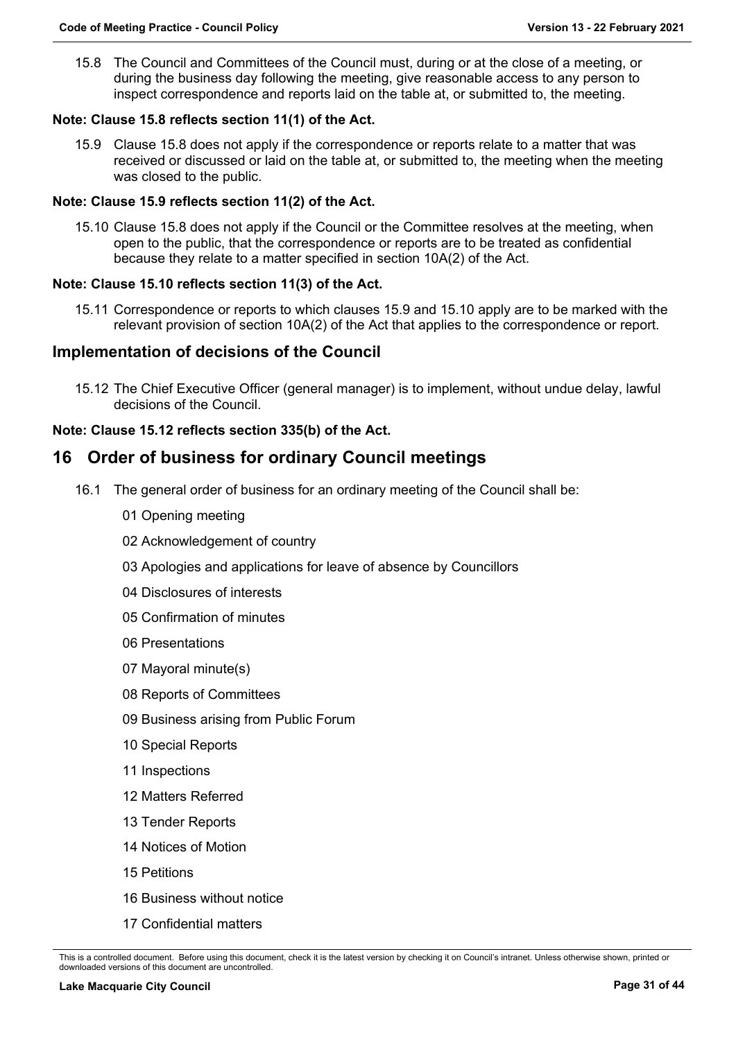15.8 The Council and Committees of the Council must, during or at the close of a meeting, or during the business day following the meeting, give reasonable access to any person to inspect correspondence and reports laid on the table at, or submitted to, the meeting.

**Note: Clause 15.8 reflects section 11(1) of the Act.**

15.9 Clause 15.8 does not apply if the correspondence or reports relate to a matter that was received or discussed or laid on the table at, or submitted to, the meeting when the meeting was closed to the public.

**Note: Clause 15.9 reflects section 11(2) of the Act.**

15.10 Clause 15.8 does not apply if the Council or the Committee resolves at the meeting, when open to the public, that the correspondence or reports are to be treated as confidential because they relate to a matter specified in section 10A(2) of the Act.

**Note: Clause 15.10 reflects section 11(3) of the Act.**

15.11 Correspondence or reports to which clauses 15.9 and 15.10 apply are to be marked with the relevant provision of section 10A(2) of the Act that applies to the correspondence or report.

## Implementation of decisions of the Council

15.12 The Chief Executive Officer (general manager) is to implement, without undue delay, lawful decisions of the Council.

**Note: Clause 15.12 reflects section 335(b) of the Act.**

# 16 Order of business for ordinary Council meetings

16.1 The general order of business for an ordinary meeting of the Council shall be:

01 Opening meeting

02 Acknowledgement of country

03 Apologies and applications for leave of absence by Councillors

04 Disclosures of interests

05 Confirmation of minutes

06 Presentations

07 Mayoral minute(s)

08 Reports of Committees

09 Business arising from Public Forum

10 Special Reports

11 Inspections

12 Matters Referred

13 Tender Reports

14 Notices of Motion

15 Petitions

16 Business without notice

17 Confidential matters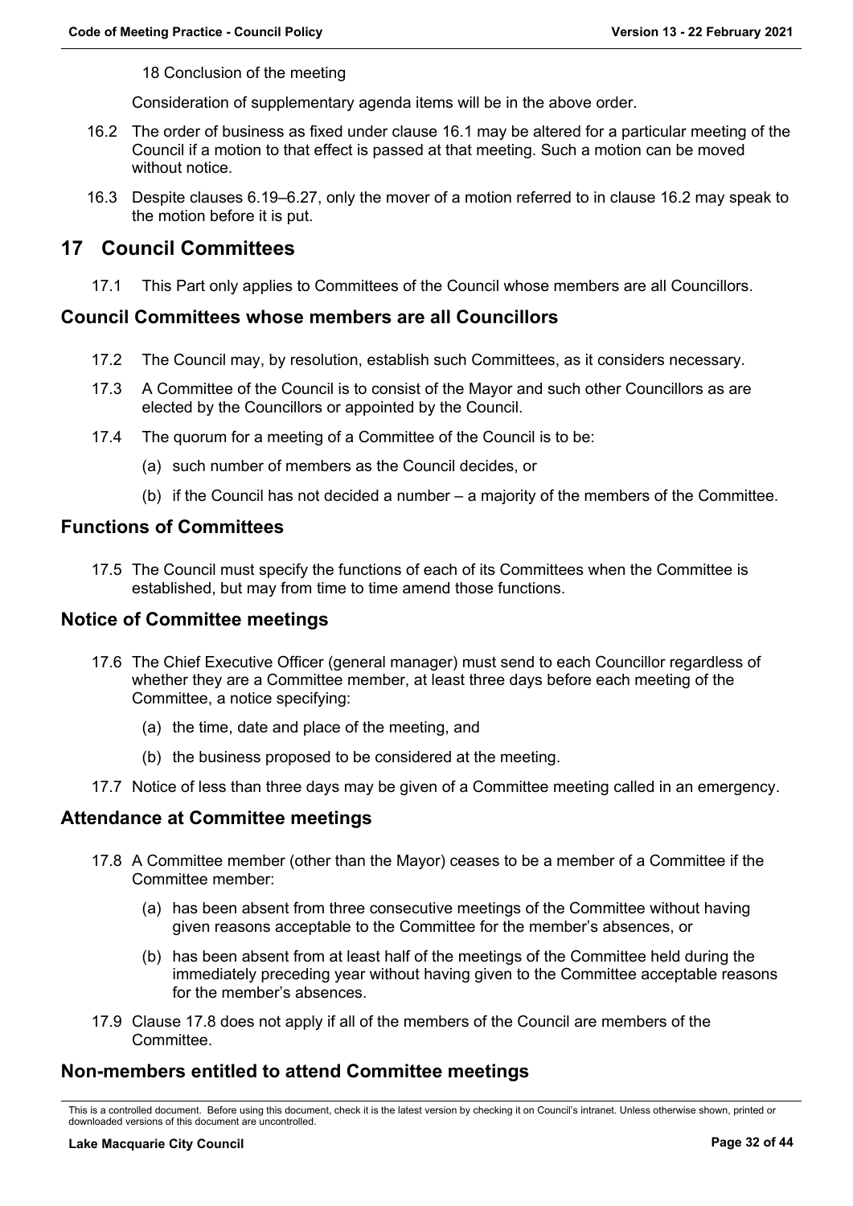18 Conclusion of the meeting

Consideration of supplementary agenda items will be in the above order.

16.2 The order of business as fixed under clause 16.1 may be altered for a particular meeting of the Council if a motion to that effect is passed at that meeting. Such a motion can be moved without notice.

16.3 Despite clauses 6.19–6.27, only the mover of a motion referred to in clause 16.2 may speak to the motion before it is put.

# 17 Council Committees

17.1 This Part only applies to Committees of the Council whose members are all Councillors.

## Council Committees whose members are all Councillors

17.2 The Council may, by resolution, establish such Committees, as it considers necessary.

17.3 A Committee of the Council is to consist of the Mayor and such other Councillors as are elected by the Councillors or appointed by the Council.

17.4 The quorum for a meeting of a Committee of the Council is to be:

(a) such number of members as the Council decides, or

(b) if the Council has not decided a number – a majority of the members of the Committee.

## Functions of Committees

17.5 The Council must specify the functions of each of its Committees when the Committee is established, but may from time to time amend those functions.

## Notice of Committee meetings

17.6 The Chief Executive Officer (general manager) must send to each Councillor regardless of whether they are a Committee member, at least three days before each meeting of the Committee, a notice specifying:

(a) the time, date and place of the meeting, and

(b) the business proposed to be considered at the meeting.

17.7 Notice of less than three days may be given of a Committee meeting called in an emergency.

## Attendance at Committee meetings

17.8 A Committee member (other than the Mayor) ceases to be a member of a Committee if the Committee member:

(a) has been absent from three consecutive meetings of the Committee without having given reasons acceptable to the Committee for the member's absences, or

(b) has been absent from at least half of the meetings of the Committee held during the immediately preceding year without having given to the Committee acceptable reasons for the member's absences.

17.9 Clause 17.8 does not apply if all of the members of the Council are members of the Committee.

## Non-members entitled to attend Committee meetings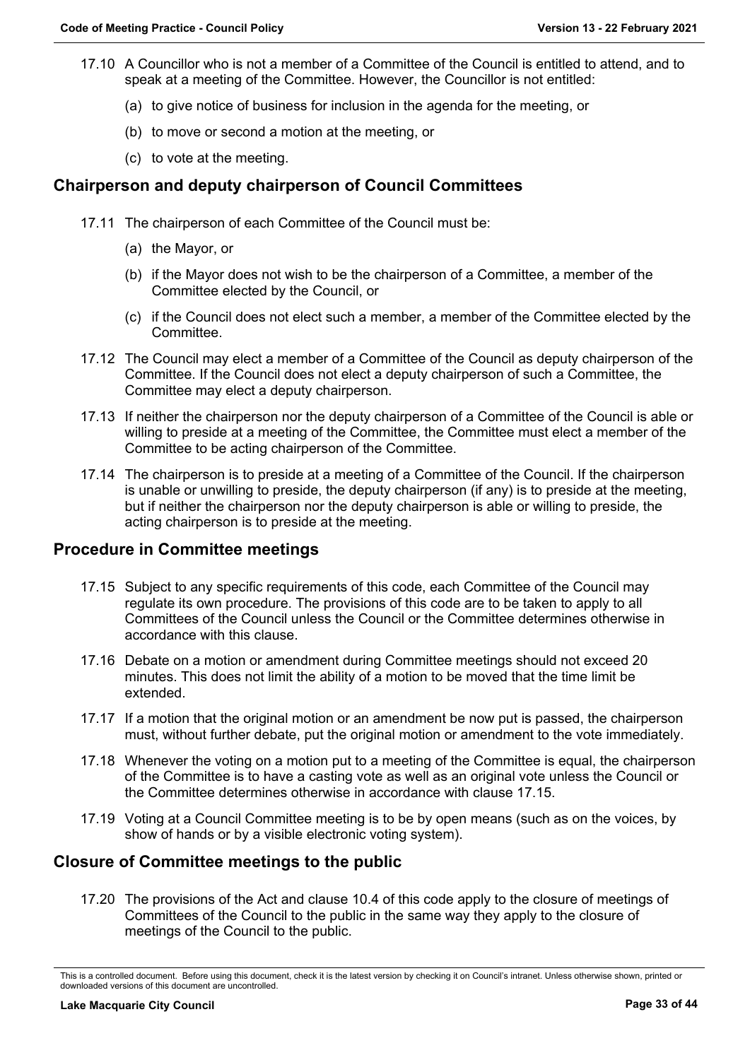17.10 A Councillor who is not a member of a Committee of the Council is entitled to attend, and to speak at a meeting of the Committee. However, the Councillor is not entitled:

(a) to give notice of business for inclusion in the agenda for the meeting, or

(b) to move or second a motion at the meeting, or

(c) to vote at the meeting.

## Chairperson and deputy chairperson of Council Committees

17.11 The chairperson of each Committee of the Council must be:

(a) the Mayor, or

(b) if the Mayor does not wish to be the chairperson of a Committee, a member of the Committee elected by the Council, or

(c) if the Council does not elect such a member, a member of the Committee elected by the Committee.

17.12 The Council may elect a member of a Committee of the Council as deputy chairperson of the Committee. If the Council does not elect a deputy chairperson of such a Committee, the Committee may elect a deputy chairperson.

17.13 If neither the chairperson nor the deputy chairperson of a Committee of the Council is able or willing to preside at a meeting of the Committee, the Committee must elect a member of the Committee to be acting chairperson of the Committee.

17.14 The chairperson is to preside at a meeting of a Committee of the Council. If the chairperson is unable or unwilling to preside, the deputy chairperson (if any) is to preside at the meeting, but if neither the chairperson nor the deputy chairperson is able or willing to preside, the acting chairperson is to preside at the meeting.

## Procedure in Committee meetings

17.15 Subject to any specific requirements of this code, each Committee of the Council may regulate its own procedure. The provisions of this code are to be taken to apply to all Committees of the Council unless the Council or the Committee determines otherwise in accordance with this clause.

17.16 Debate on a motion or amendment during Committee meetings should not exceed 20 minutes. This does not limit the ability of a motion to be moved that the time limit be extended.

17.17 If a motion that the original motion or an amendment be now put is passed, the chairperson must, without further debate, put the original motion or amendment to the vote immediately.

17.18 Whenever the voting on a motion put to a meeting of the Committee is equal, the chairperson of the Committee is to have a casting vote as well as an original vote unless the Council or the Committee determines otherwise in accordance with clause 17.15.

17.19 Voting at a Council Committee meeting is to be by open means (such as on the voices, by show of hands or by a visible electronic voting system).

## Closure of Committee meetings to the public

17.20 The provisions of the Act and clause 10.4 of this code apply to the closure of meetings of Committees of the Council to the public in the same way they apply to the closure of meetings of the Council to the public.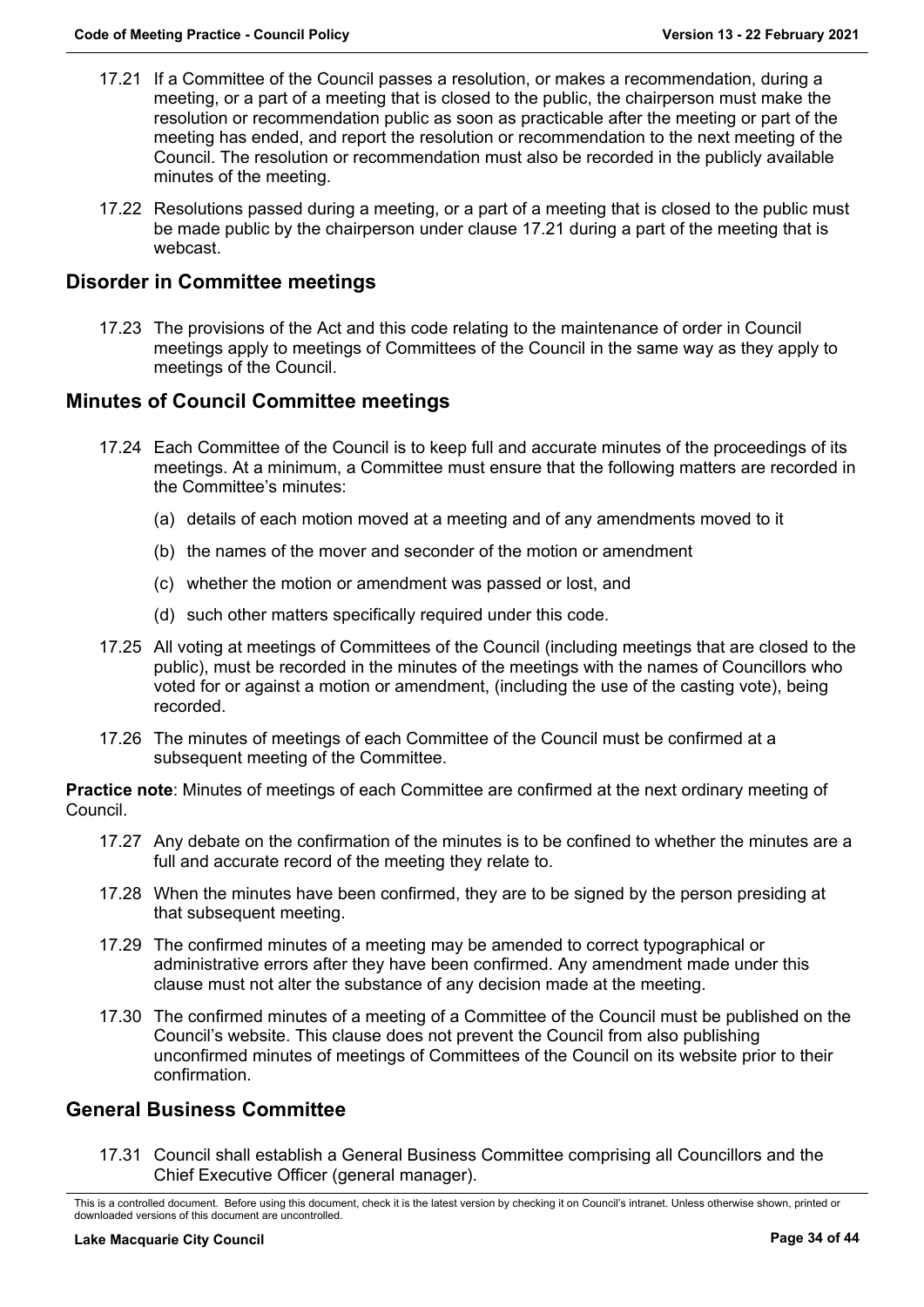17.21 If a Committee of the Council passes a resolution, or makes a recommendation, during a meeting, or a part of a meeting that is closed to the public, the chairperson must make the resolution or recommendation public as soon as practicable after the meeting or part of the meeting has ended, and report the resolution or recommendation to the next meeting of the Council. The resolution or recommendation must also be recorded in the publicly available minutes of the meeting.

17.22 Resolutions passed during a meeting, or a part of a meeting that is closed to the public must be made public by the chairperson under clause 17.21 during a part of the meeting that is webcast.

## Disorder in Committee meetings

17.23 The provisions of the Act and this code relating to the maintenance of order in Council meetings apply to meetings of Committees of the Council in the same way as they apply to meetings of the Council.

## Minutes of Council Committee meetings

17.24 Each Committee of the Council is to keep full and accurate minutes of the proceedings of its meetings. At a minimum, a Committee must ensure that the following matters are recorded in the Committee's minutes:

(a) details of each motion moved at a meeting and of any amendments moved to it

(b) the names of the mover and seconder of the motion or amendment

(c) whether the motion or amendment was passed or lost, and

(d) such other matters specifically required under this code.

17.25 All voting at meetings of Committees of the Council (including meetings that are closed to the public), must be recorded in the minutes of the meetings with the names of Councillors who voted for or against a motion or amendment, (including the use of the casting vote), being recorded.

17.26 The minutes of meetings of each Committee of the Council must be confirmed at a subsequent meeting of the Committee.

**Practice note**: Minutes of meetings of each Committee are confirmed at the next ordinary meeting of Council.

17.27 Any debate on the confirmation of the minutes is to be confined to whether the minutes are a full and accurate record of the meeting they relate to.

17.28 When the minutes have been confirmed, they are to be signed by the person presiding at that subsequent meeting.

17.29 The confirmed minutes of a meeting may be amended to correct typographical or administrative errors after they have been confirmed. Any amendment made under this clause must not alter the substance of any decision made at the meeting.

17.30 The confirmed minutes of a meeting of a Committee of the Council must be published on the Council's website. This clause does not prevent the Council from also publishing unconfirmed minutes of meetings of Committees of the Council on its website prior to their confirmation.

## General Business Committee

17.31 Council shall establish a General Business Committee comprising all Councillors and the Chief Executive Officer (general manager).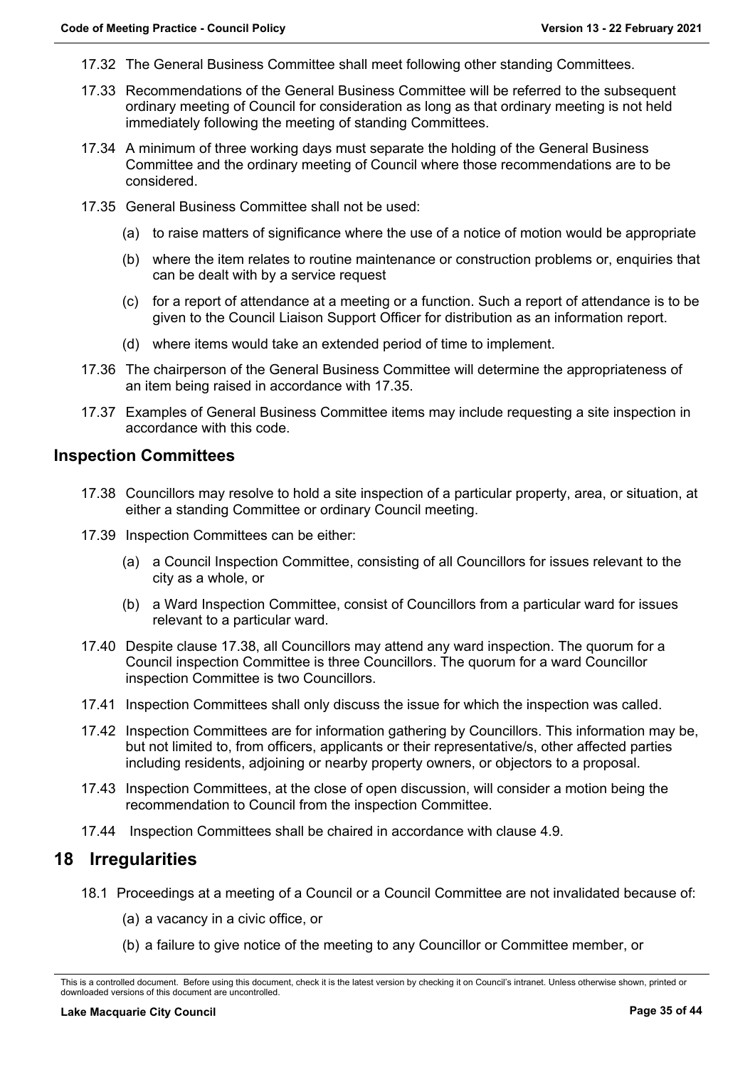17.32 The General Business Committee shall meet following other standing Committees.

17.33 Recommendations of the General Business Committee will be referred to the subsequent ordinary meeting of Council for consideration as long as that ordinary meeting is not held immediately following the meeting of standing Committees.

17.34 A minimum of three working days must separate the holding of the General Business Committee and the ordinary meeting of Council where those recommendations are to be considered.

17.35 General Business Committee shall not be used:

(a) to raise matters of significance where the use of a notice of motion would be appropriate

(b) where the item relates to routine maintenance or construction problems or, enquiries that can be dealt with by a service request

(c) for a report of attendance at a meeting or a function. Such a report of attendance is to be given to the Council Liaison Support Officer for distribution as an information report.

(d) where items would take an extended period of time to implement.

17.36 The chairperson of the General Business Committee will determine the appropriateness of an item being raised in accordance with 17.35.

17.37 Examples of General Business Committee items may include requesting a site inspection in accordance with this code.

## Inspection Committees

17.38 Councillors may resolve to hold a site inspection of a particular property, area, or situation, at either a standing Committee or ordinary Council meeting.

17.39 Inspection Committees can be either:

(a) a Council Inspection Committee, consisting of all Councillors for issues relevant to the city as a whole, or

(b) a Ward Inspection Committee, consist of Councillors from a particular ward for issues relevant to a particular ward.

17.40 Despite clause 17.38, all Councillors may attend any ward inspection. The quorum for a Council inspection Committee is three Councillors. The quorum for a ward Councillor inspection Committee is two Councillors.

17.41 Inspection Committees shall only discuss the issue for which the inspection was called.

17.42 Inspection Committees are for information gathering by Councillors. This information may be, but not limited to, from officers, applicants or their representative/s, other affected parties including residents, adjoining or nearby property owners, or objectors to a proposal.

17.43 Inspection Committees, at the close of open discussion, will consider a motion being the recommendation to Council from the inspection Committee.

17.44 Inspection Committees shall be chaired in accordance with clause 4.9.

# 18 Irregularities

18.1 Proceedings at a meeting of a Council or a Council Committee are not invalidated because of:

(a) a vacancy in a civic office, or

(b) a failure to give notice of the meeting to any Councillor or Committee member, or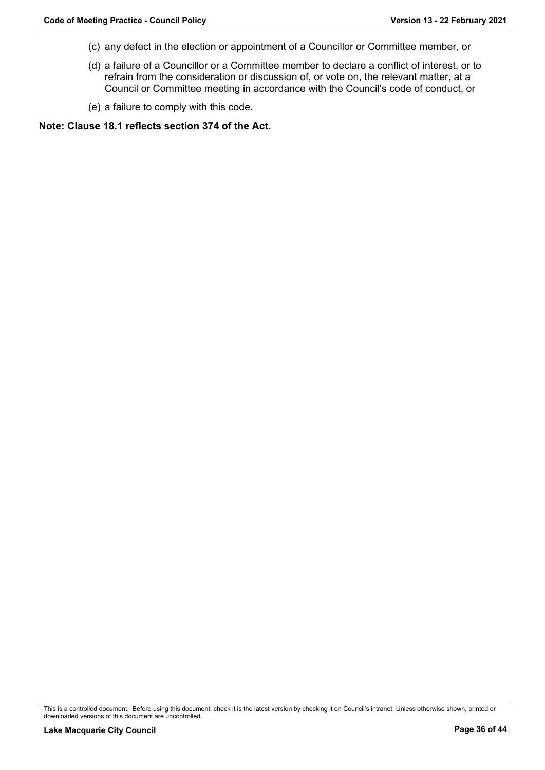(c) any defect in the election or appointment of a Councillor or Committee member, or

(d) a failure of a Councillor or a Committee member to declare a conflict of interest, or to refrain from the consideration or discussion of, or vote on, the relevant matter, at a Council or Committee meeting in accordance with the Council's code of conduct, or

(e) a failure to comply with this code.

**Note: Clause 18.1 reflects section 374 of the Act.**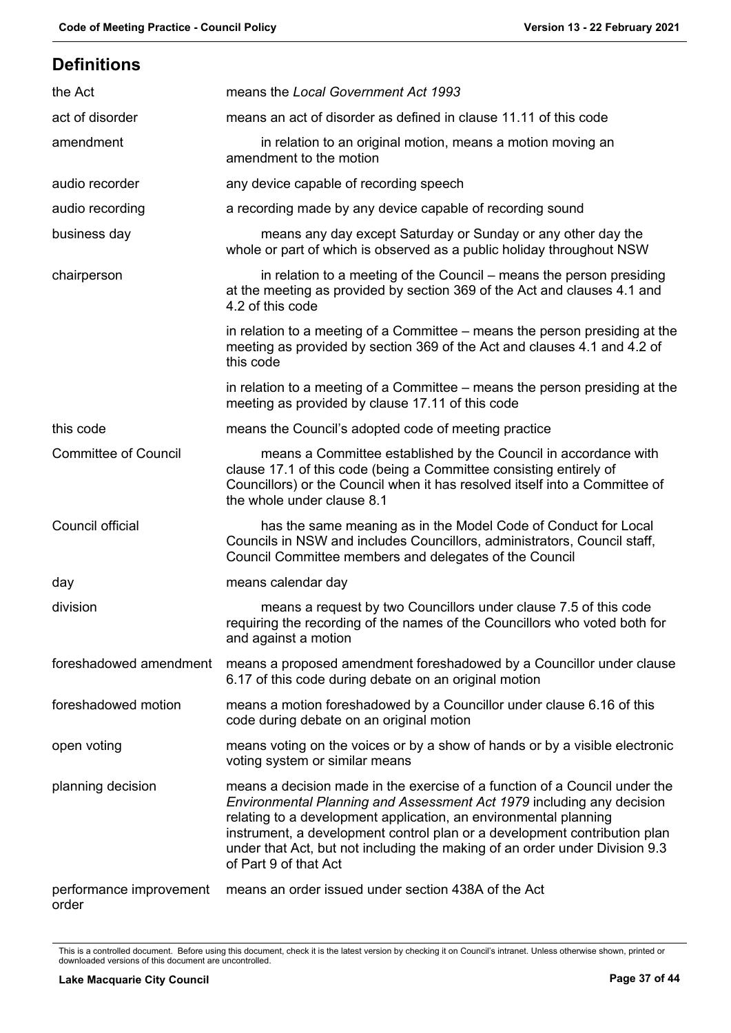## Definitions

| | |
|---|---|
| the Act | means the *Local Government Act 1993* |
| act of disorder | means an act of disorder as defined in clause 11.11 of this code |
| amendment | in relation to an original motion, means a motion moving an amendment to the motion |
| audio recorder | any device capable of recording speech |
| audio recording | a recording made by any device capable of recording sound |
| business day | means any day except Saturday or Sunday or any other day the whole or part of which is observed as a public holiday throughout NSW |
| chairperson | in relation to a meeting of the Council – means the person presiding at the meeting as provided by section 369 of the Act and clauses 4.1 and 4.2 of this code<br><br>in relation to a meeting of a Committee – means the person presiding at the meeting as provided by section 369 of the Act and clauses 4.1 and 4.2 of this code<br><br>in relation to a meeting of a Committee – means the person presiding at the meeting as provided by clause 17.11 of this code |
| this code | means the Council's adopted code of meeting practice |
| Committee of Council | means a Committee established by the Council in accordance with clause 17.1 of this code (being a Committee consisting entirely of Councillors) or the Council when it has resolved itself into a Committee of the whole under clause 8.1 |
| Council official | has the same meaning as in the Model Code of Conduct for Local Councils in NSW and includes Councillors, administrators, Council staff, Council Committee members and delegates of the Council |
| day | means calendar day |
| division | means a request by two Councillors under clause 7.5 of this code requiring the recording of the names of the Councillors who voted both for and against a motion |
| foreshadowed amendment | means a proposed amendment foreshadowed by a Councillor under clause 6.17 of this code during debate on an original motion |
| foreshadowed motion | means a motion foreshadowed by a Councillor under clause 6.16 of this code during debate on an original motion |
| open voting | means voting on the voices or by a show of hands or by a visible electronic voting system or similar means |
| planning decision | means a decision made in the exercise of a function of a Council under the *Environmental Planning and Assessment Act 1979* including any decision relating to a development application, an environmental planning instrument, a development control plan or a development contribution plan under that Act, but not including the making of an order under Division 9.3 of Part 9 of that Act |
| performance improvement order | means an order issued under section 438A of the Act |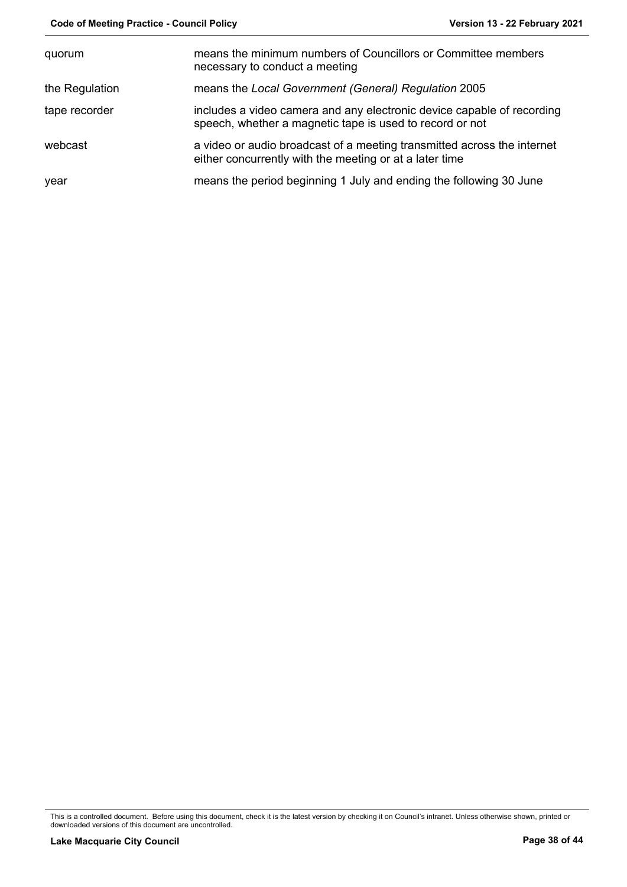| | |
|---|---|
| quorum | means the minimum numbers of Councillors or Committee members necessary to conduct a meeting |
| the Regulation | means the *Local Government (General) Regulation* 2005 |
| tape recorder | includes a video camera and any electronic device capable of recording speech, whether a magnetic tape is used to record or not |
| webcast | a video or audio broadcast of a meeting transmitted across the internet either concurrently with the meeting or at a later time |
| year | means the period beginning 1 July and ending the following 30 June |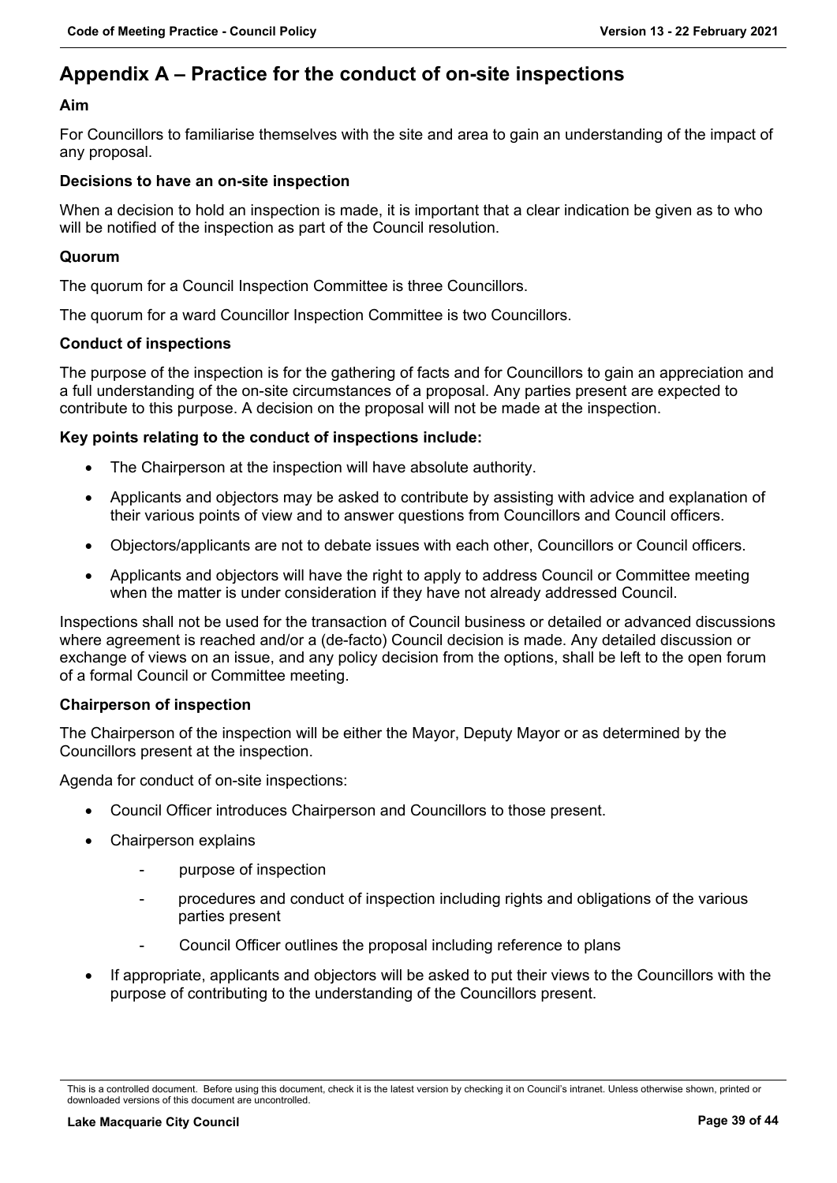# Appendix A – Practice for the conduct of on-site inspections

**Aim**

For Councillors to familiarise themselves with the site and area to gain an understanding of the impact of any proposal.

**Decisions to have an on-site inspection**

When a decision to hold an inspection is made, it is important that a clear indication be given as to who will be notified of the inspection as part of the Council resolution.

**Quorum**

The quorum for a Council Inspection Committee is three Councillors.

The quorum for a ward Councillor Inspection Committee is two Councillors.

**Conduct of inspections**

The purpose of the inspection is for the gathering of facts and for Councillors to gain an appreciation and a full understanding of the on-site circumstances of a proposal. Any parties present are expected to contribute to this purpose. A decision on the proposal will not be made at the inspection.

**Key points relating to the conduct of inspections include:**

- The Chairperson at the inspection will have absolute authority.
- Applicants and objectors may be asked to contribute by assisting with advice and explanation of their various points of view and to answer questions from Councillors and Council officers.
- Objectors/applicants are not to debate issues with each other, Councillors or Council officers.
- Applicants and objectors will have the right to apply to address Council or Committee meeting when the matter is under consideration if they have not already addressed Council.

Inspections shall not be used for the transaction of Council business or detailed or advanced discussions where agreement is reached and/or a (de-facto) Council decision is made. Any detailed discussion or exchange of views on an issue, and any policy decision from the options, shall be left to the open forum of a formal Council or Committee meeting.

**Chairperson of inspection**

The Chairperson of the inspection will be either the Mayor, Deputy Mayor or as determined by the Councillors present at the inspection.

Agenda for conduct of on-site inspections:

- Council Officer introduces Chairperson and Councillors to those present.
- Chairperson explains
  - purpose of inspection
  - procedures and conduct of inspection including rights and obligations of the various parties present
  - Council Officer outlines the proposal including reference to plans
- If appropriate, applicants and objectors will be asked to put their views to the Councillors with the purpose of contributing to the understanding of the Councillors present.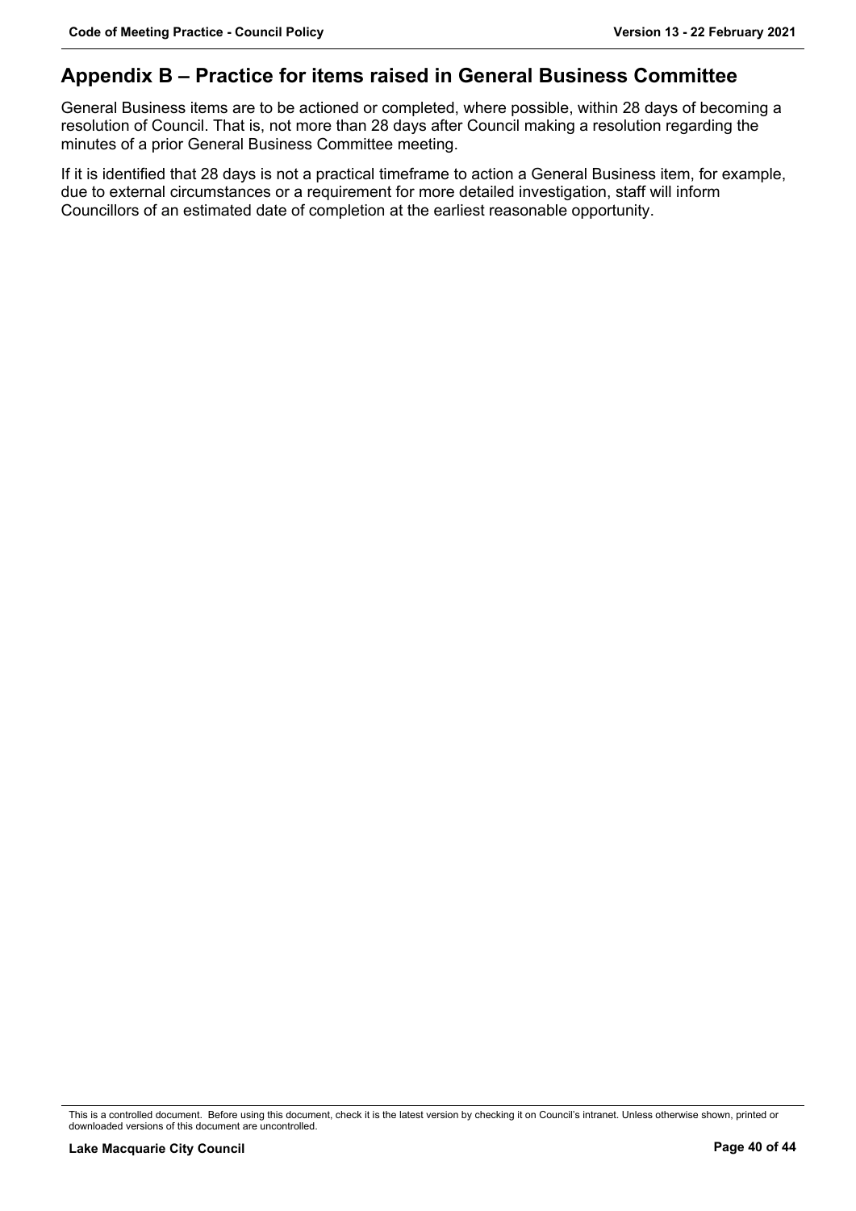## Appendix B – Practice for items raised in General Business Committee

General Business items are to be actioned or completed, where possible, within 28 days of becoming a resolution of Council. That is, not more than 28 days after Council making a resolution regarding the minutes of a prior General Business Committee meeting.

If it is identified that 28 days is not a practical timeframe to action a General Business item, for example, due to external circumstances or a requirement for more detailed investigation, staff will inform Councillors of an estimated date of completion at the earliest reasonable opportunity.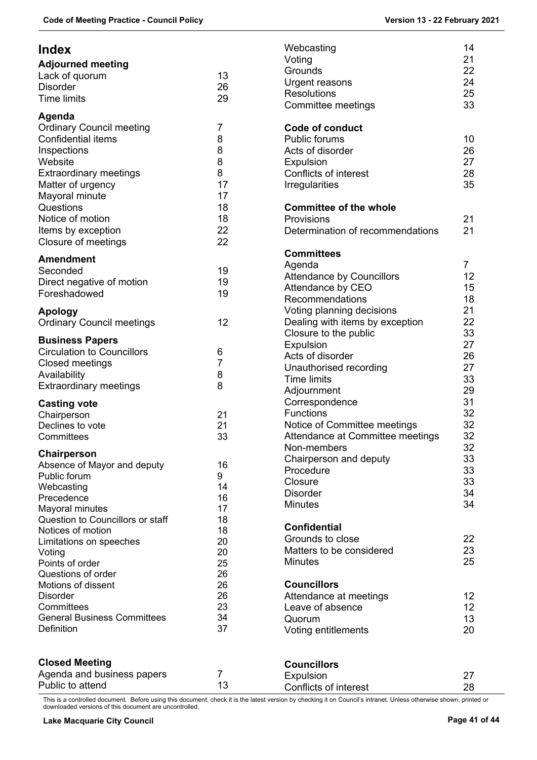# Index

**Adjourned meeting**

| | |
|---|---|
| Lack of quorum | 13 |
| Disorder | 26 |
| Time limits | 29 |

**Agenda**

| | |
|---|---|
| Ordinary Council meeting | 7 |
| Confidential items | 8 |
| Inspections | 8 |
| Website | 8 |
| Extraordinary meetings | 8 |
| Matter of urgency | 17 |
| Mayoral minute | 17 |
| Questions | 18 |
| Notice of motion | 18 |
| Items by exception | 22 |
| Closure of meetings | 22 |

**Amendment**

| | |
|---|---|
| Seconded | 19 |
| Direct negative of motion | 19 |
| Foreshadowed | 19 |

**Apology**

| | |
|---|---|
| Ordinary Council meetings | 12 |

**Business Papers**

| | |
|---|---|
| Circulation to Councillors | 6 |
| Closed meetings | 7 |
| Availability | 8 |
| Extraordinary meetings | 8 |

**Casting vote**

| | |
|---|---|
| Chairperson | 21 |
| Declines to vote | 21 |
| Committees | 33 |

**Chairperson**

| | |
|---|---|
| Absence of Mayor and deputy | 16 |
| Public forum | 9 |
| Webcasting | 14 |
| Precedence | 16 |
| Mayoral minutes | 17 |
| Question to Councillors or staff | 18 |
| Notices of motion | 18 |
| Limitations on speeches | 20 |
| Voting | 20 |
| Points of order | 25 |
| Questions of order | 26 |
| Motions of dissent | 26 |
| Disorder | 26 |
| Committees | 23 |
| General Business Committees | 34 |
| Definition | 37 |

**Closed Meeting**

| | |
|---|---|
| Agenda and business papers | 7 |
| Public to attend | 13 |
| Webcasting | 14 |
| Voting | 21 |
| Grounds | 22 |
| Urgent reasons | 24 |
| Resolutions | 25 |
| Committee meetings | 33 |

**Code of conduct**

| | |
|---|---|
| Public forums | 10 |
| Acts of disorder | 26 |
| Expulsion | 27 |
| Conflicts of interest | 28 |
| Irregularities | 35 |

**Committee of the whole**

| | |
|---|---|
| Provisions | 21 |
| Determination of recommendations | 21 |

**Committees**

| | |
|---|---|
| Agenda | 7 |
| Attendance by Councillors | 12 |
| Attendance by CEO | 15 |
| Recommendations | 18 |
| Voting planning decisions | 21 |
| Dealing with items by exception | 22 |
| Closure to the public | 33 |
| Expulsion | 27 |
| Acts of disorder | 26 |
| Unauthorised recording | 27 |
| Time limits | 33 |
| Adjournment | 29 |
| Correspondence | 31 |
| Functions | 32 |
| Notice of Committee meetings | 32 |
| Attendance at Committee meetings | 32 |
| Non-members | 32 |
| Chairperson and deputy | 33 |
| Procedure | 33 |
| Closure | 33 |
| Disorder | 34 |
| Minutes | 34 |

**Confidential**

| | |
|---|---|
| Grounds to close | 22 |
| Matters to be considered | 23 |
| Minutes | 25 |

**Councillors**

| | |
|---|---|
| Attendance at meetings | 12 |
| Leave of absence | 12 |
| Quorum | 13 |
| Voting entitlements | 20 |

**Councillors**

| | |
|---|---|
| Expulsion | 27 |
| Conflicts of interest | 28 |

This is a controlled document. Before using this document, check it is the latest version by checking it on Council's intranet. Unless otherwise shown, printed or downloaded versions of this document are uncontrolled.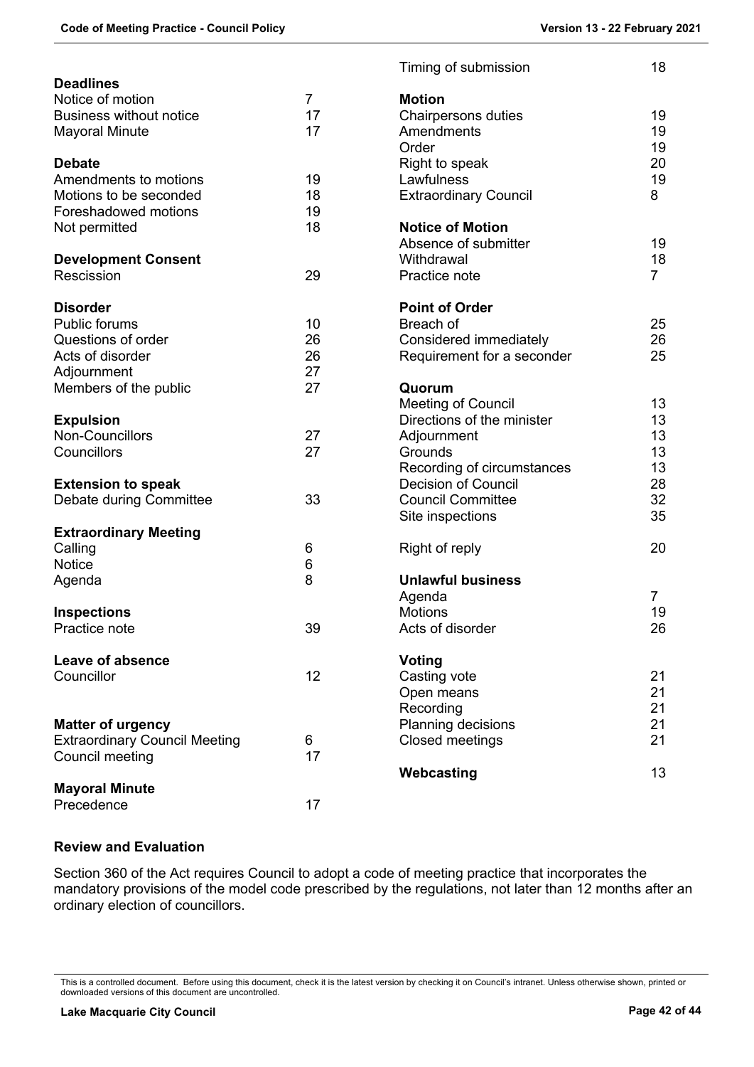**Deadlines**
Notice of motion 7
Business without notice 17
Mayoral Minute 17

**Debate**
Amendments to motions 19
Motions to be seconded 18
Foreshadowed motions 19
Not permitted 18

**Development Consent**
Rescission 29

**Disorder**
Public forums 10
Questions of order 26
Acts of disorder 26
Adjournment 27
Members of the public 27

**Expulsion**
Non-Councillors 27
Councillors 27

**Extension to speak**
Debate during Committee 33

**Extraordinary Meeting**
Calling 6
Notice 6
Agenda 8

**Inspections**
Practice note 39

**Leave of absence**
Councillor 12

**Matter of urgency**
Extraordinary Council Meeting 6
Council meeting 17

**Mayoral Minute**
Precedence 17

Timing of submission 18

**Motion**
Chairpersons duties 19
Amendments 19
Order 19
Right to speak 20
Lawfulness 19
Extraordinary Council 8

**Notice of Motion**
Absence of submitter 19
Withdrawal 18
Practice note 7

**Point of Order**
Breach of 25
Considered immediately 26
Requirement for a seconder 25

**Quorum**
Meeting of Council 13
Directions of the minister 13
Adjournment 13
Grounds 13
Recording of circumstances 13
Decision of Council 28
Council Committee 32
Site inspections 35

Right of reply 20

**Unlawful business**
Agenda 7
Motions 19
Acts of disorder 26

**Voting**
Casting vote 21
Open means 21
Recording 21
Planning decisions 21
Closed meetings 21

**Webcasting** 13

### Review and Evaluation

Section 360 of the Act requires Council to adopt a code of meeting practice that incorporates the mandatory provisions of the model code prescribed by the regulations, not later than 12 months after an ordinary election of councillors.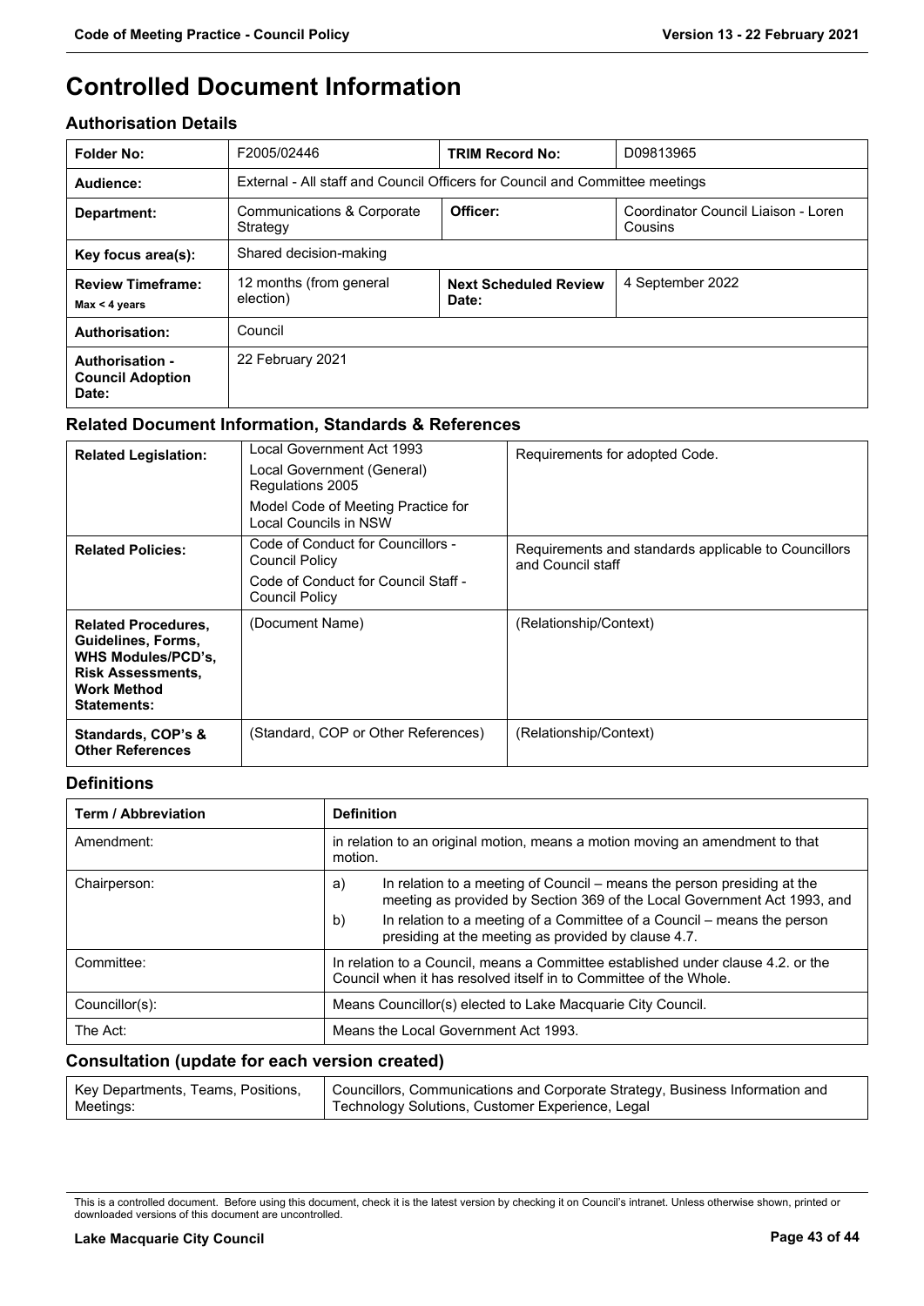# Controlled Document Information

## Authorisation Details

| Folder No: | F2005/02446 | TRIM Record No: | D09813965 |
|---|---|---|---|
| Audience: | External - All staff and Council Officers for Council and Committee meetings | | |
| Department: | Communications & Corporate Strategy | Officer: | Coordinator Council Liaison - Loren Cousins |
| Key focus area(s): | Shared decision-making | | |
| Review Timeframe: Max < 4 years | 12 months (from general election) | Next Scheduled Review Date: | 4 September 2022 |
| Authorisation: | Council | | |
| Authorisation - Council Adoption Date: | 22 February 2021 | | |

## Related Document Information, Standards & References

| Related Legislation: | Local Government Act 1993<br>Local Government (General) Regulations 2005<br>Model Code of Meeting Practice for Local Councils in NSW | Requirements for adopted Code. |
|---|---|---|
| Related Policies: | Code of Conduct for Councillors - Council Policy<br>Code of Conduct for Council Staff - Council Policy | Requirements and standards applicable to Councillors and Council staff |
| Related Procedures, Guidelines, Forms, WHS Modules/PCD's, Risk Assessments, Work Method Statements: | (Document Name) | (Relationship/Context) |
| Standards, COP's & Other References | (Standard, COP or Other References) | (Relationship/Context) |

## Definitions

| Term / Abbreviation | Definition |
|---|---|
| Amendment: | in relation to an original motion, means a motion moving an amendment to that motion. |
| Chairperson: | a) In relation to a meeting of Council – means the person presiding at the meeting as provided by Section 369 of the Local Government Act 1993, and<br>b) In relation to a meeting of a Committee of a Council – means the person presiding at the meeting as provided by clause 4.7. |
| Committee: | In relation to a Council, means a Committee established under clause 4.2. or the Council when it has resolved itself in to Committee of the Whole. |
| Councillor(s): | Means Councillor(s) elected to Lake Macquarie City Council. |
| The Act: | Means the Local Government Act 1993. |

## Consultation (update for each version created)

| Key Departments, Teams, Positions, Meetings: | Councillors, Communications and Corporate Strategy, Business Information and Technology Solutions, Customer Experience, Legal |
|---|---|

This is a controlled document. Before using this document, check it is the latest version by checking it on Council's intranet. Unless otherwise shown, printed or downloaded versions of this document are uncontrolled.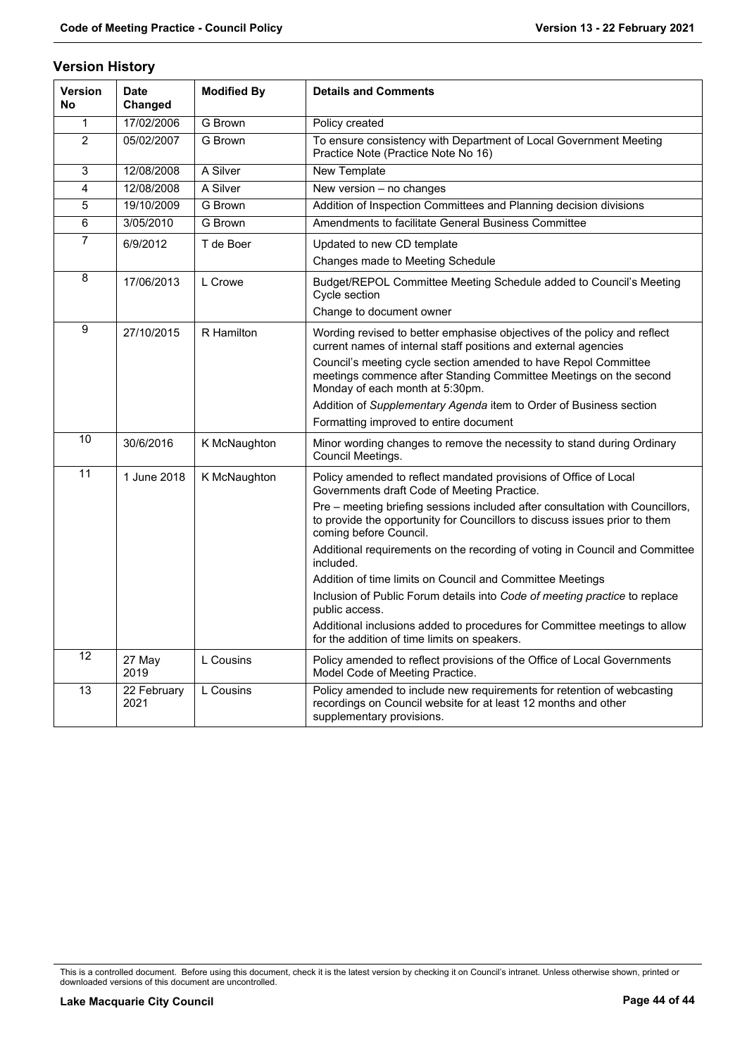## Version History

| Version No | Date Changed | Modified By | Details and Comments |
|---|---|---|---|
| 1 | 17/02/2006 | G Brown | Policy created |
| 2 | 05/02/2007 | G Brown | To ensure consistency with Department of Local Government Meeting Practice Note (Practice Note No 16) |
| 3 | 12/08/2008 | A Silver | New Template |
| 4 | 12/08/2008 | A Silver | New version – no changes |
| 5 | 19/10/2009 | G Brown | Addition of Inspection Committees and Planning decision divisions |
| 6 | 3/05/2010 | G Brown | Amendments to facilitate General Business Committee |
| 7 | 6/9/2012 | T de Boer | Updated to new CD template<br>Changes made to Meeting Schedule |
| 8 | 17/06/2013 | L Crowe | Budget/REPOL Committee Meeting Schedule added to Council's Meeting Cycle section<br>Change to document owner |
| 9 | 27/10/2015 | R Hamilton | Wording revised to better emphasise objectives of the policy and reflect current names of internal staff positions and external agencies<br>Council's meeting cycle section amended to have Repol Committee meetings commence after Standing Committee Meetings on the second Monday of each month at 5:30pm.<br>Addition of *Supplementary Agenda* item to Order of Business section<br>Formatting improved to entire document |
| 10 | 30/6/2016 | K McNaughton | Minor wording changes to remove the necessity to stand during Ordinary Council Meetings. |
| 11 | 1 June 2018 | K McNaughton | Policy amended to reflect mandated provisions of Office of Local Governments draft Code of Meeting Practice.<br>Pre – meeting briefing sessions included after consultation with Councillors, to provide the opportunity for Councillors to discuss issues prior to them coming before Council.<br>Additional requirements on the recording of voting in Council and Committee included.<br>Addition of time limits on Council and Committee Meetings<br>Inclusion of Public Forum details into *Code of meeting practice* to replace public access.<br>Additional inclusions added to procedures for Committee meetings to allow for the addition of time limits on speakers. |
| 12 | 27 May 2019 | L Cousins | Policy amended to reflect provisions of the Office of Local Governments Model Code of Meeting Practice. |
| 13 | 22 February 2021 | L Cousins | Policy amended to include new requirements for retention of webcasting recordings on Council website for at least 12 months and other supplementary provisions. |